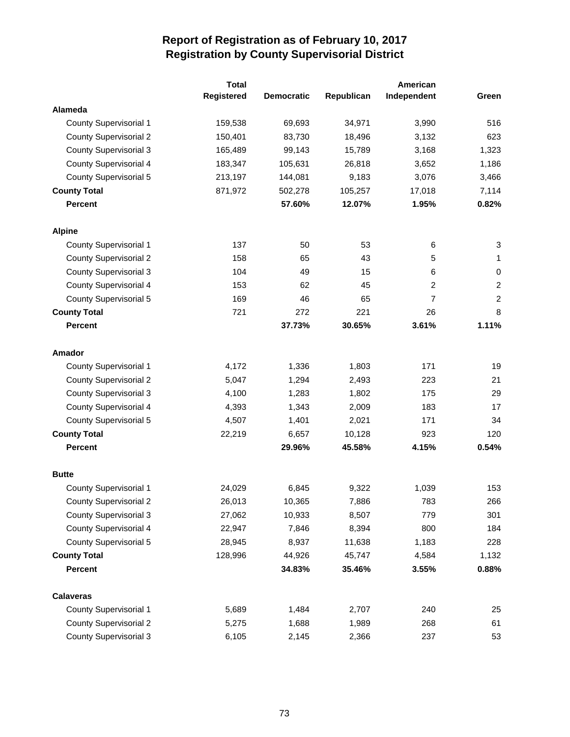# Report of Registration as of February 10, 2017
## Registration by County Supervisorial District

| | Total Registered | Democratic | Republican | American Independent | Green |
|---|---|---|---|---|---|
| **Alameda** | | | | | |
| County Supervisorial 1 | 159,538 | 69,693 | 34,971 | 3,990 | 516 |
| County Supervisorial 2 | 150,401 | 83,730 | 18,496 | 3,132 | 623 |
| County Supervisorial 3 | 165,489 | 99,143 | 15,789 | 3,168 | 1,323 |
| County Supervisorial 4 | 183,347 | 105,631 | 26,818 | 3,652 | 1,186 |
| County Supervisorial 5 | 213,197 | 144,081 | 9,183 | 3,076 | 3,466 |
| **County Total** | 871,972 | 502,278 | 105,257 | 17,018 | 7,114 |
| **Percent** | | **57.60%** | **12.07%** | **1.95%** | **0.82%** |
| **Alpine** | | | | | |
| County Supervisorial 1 | 137 | 50 | 53 | 6 | 3 |
| County Supervisorial 2 | 158 | 65 | 43 | 5 | 1 |
| County Supervisorial 3 | 104 | 49 | 15 | 6 | 0 |
| County Supervisorial 4 | 153 | 62 | 45 | 2 | 2 |
| County Supervisorial 5 | 169 | 46 | 65 | 7 | 2 |
| **County Total** | 721 | 272 | 221 | 26 | 8 |
| **Percent** | | **37.73%** | **30.65%** | **3.61%** | **1.11%** |
| **Amador** | | | | | |
| County Supervisorial 1 | 4,172 | 1,336 | 1,803 | 171 | 19 |
| County Supervisorial 2 | 5,047 | 1,294 | 2,493 | 223 | 21 |
| County Supervisorial 3 | 4,100 | 1,283 | 1,802 | 175 | 29 |
| County Supervisorial 4 | 4,393 | 1,343 | 2,009 | 183 | 17 |
| County Supervisorial 5 | 4,507 | 1,401 | 2,021 | 171 | 34 |
| **County Total** | 22,219 | 6,657 | 10,128 | 923 | 120 |
| **Percent** | | **29.96%** | **45.58%** | **4.15%** | **0.54%** |
| **Butte** | | | | | |
| County Supervisorial 1 | 24,029 | 6,845 | 9,322 | 1,039 | 153 |
| County Supervisorial 2 | 26,013 | 10,365 | 7,886 | 783 | 266 |
| County Supervisorial 3 | 27,062 | 10,933 | 8,507 | 779 | 301 |
| County Supervisorial 4 | 22,947 | 7,846 | 8,394 | 800 | 184 |
| County Supervisorial 5 | 28,945 | 8,937 | 11,638 | 1,183 | 228 |
| **County Total** | 128,996 | 44,926 | 45,747 | 4,584 | 1,132 |
| **Percent** | | **34.83%** | **35.46%** | **3.55%** | **0.88%** |
| **Calaveras** | | | | | |
| County Supervisorial 1 | 5,689 | 1,484 | 2,707 | 240 | 25 |
| County Supervisorial 2 | 5,275 | 1,688 | 1,989 | 268 | 61 |
| County Supervisorial 3 | 6,105 | 2,145 | 2,366 | 237 | 53 |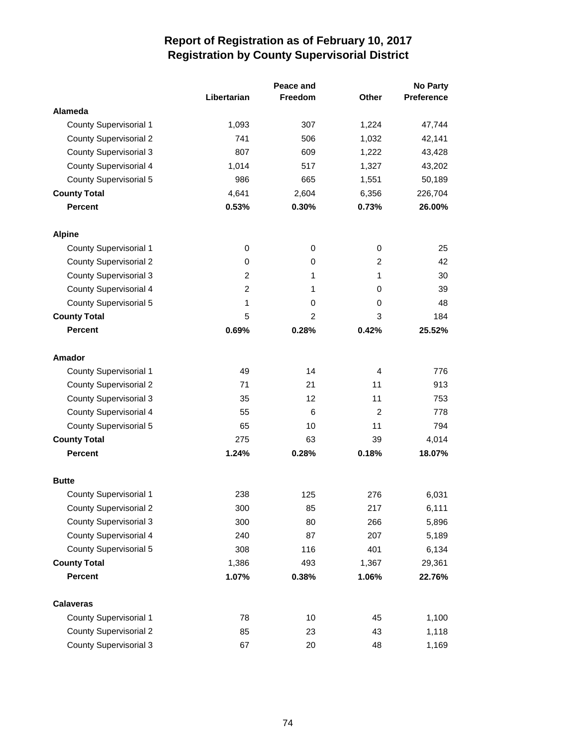# Report of Registration as of February 10, 2017
## Registration by County Supervisorial District

| | Libertarian | Peace and Freedom | Other | No Party Preference |
|---|---|---|---|---|
| **Alameda** | | | | |
| County Supervisorial 1 | 1,093 | 307 | 1,224 | 47,744 |
| County Supervisorial 2 | 741 | 506 | 1,032 | 42,141 |
| County Supervisorial 3 | 807 | 609 | 1,222 | 43,428 |
| County Supervisorial 4 | 1,014 | 517 | 1,327 | 43,202 |
| County Supervisorial 5 | 986 | 665 | 1,551 | 50,189 |
| **County Total** | 4,641 | 2,604 | 6,356 | 226,704 |
| **Percent** | **0.53%** | **0.30%** | **0.73%** | **26.00%** |
| **Alpine** | | | | |
| County Supervisorial 1 | 0 | 0 | 0 | 25 |
| County Supervisorial 2 | 0 | 0 | 2 | 42 |
| County Supervisorial 3 | 2 | 1 | 1 | 30 |
| County Supervisorial 4 | 2 | 1 | 0 | 39 |
| County Supervisorial 5 | 1 | 0 | 0 | 48 |
| **County Total** | 5 | 2 | 3 | 184 |
| **Percent** | **0.69%** | **0.28%** | **0.42%** | **25.52%** |
| **Amador** | | | | |
| County Supervisorial 1 | 49 | 14 | 4 | 776 |
| County Supervisorial 2 | 71 | 21 | 11 | 913 |
| County Supervisorial 3 | 35 | 12 | 11 | 753 |
| County Supervisorial 4 | 55 | 6 | 2 | 778 |
| County Supervisorial 5 | 65 | 10 | 11 | 794 |
| **County Total** | 275 | 63 | 39 | 4,014 |
| **Percent** | **1.24%** | **0.28%** | **0.18%** | **18.07%** |
| **Butte** | | | | |
| County Supervisorial 1 | 238 | 125 | 276 | 6,031 |
| County Supervisorial 2 | 300 | 85 | 217 | 6,111 |
| County Supervisorial 3 | 300 | 80 | 266 | 5,896 |
| County Supervisorial 4 | 240 | 87 | 207 | 5,189 |
| County Supervisorial 5 | 308 | 116 | 401 | 6,134 |
| **County Total** | 1,386 | 493 | 1,367 | 29,361 |
| **Percent** | **1.07%** | **0.38%** | **1.06%** | **22.76%** |
| **Calaveras** | | | | |
| County Supervisorial 1 | 78 | 10 | 45 | 1,100 |
| County Supervisorial 2 | 85 | 23 | 43 | 1,118 |
| County Supervisorial 3 | 67 | 20 | 48 | 1,169 |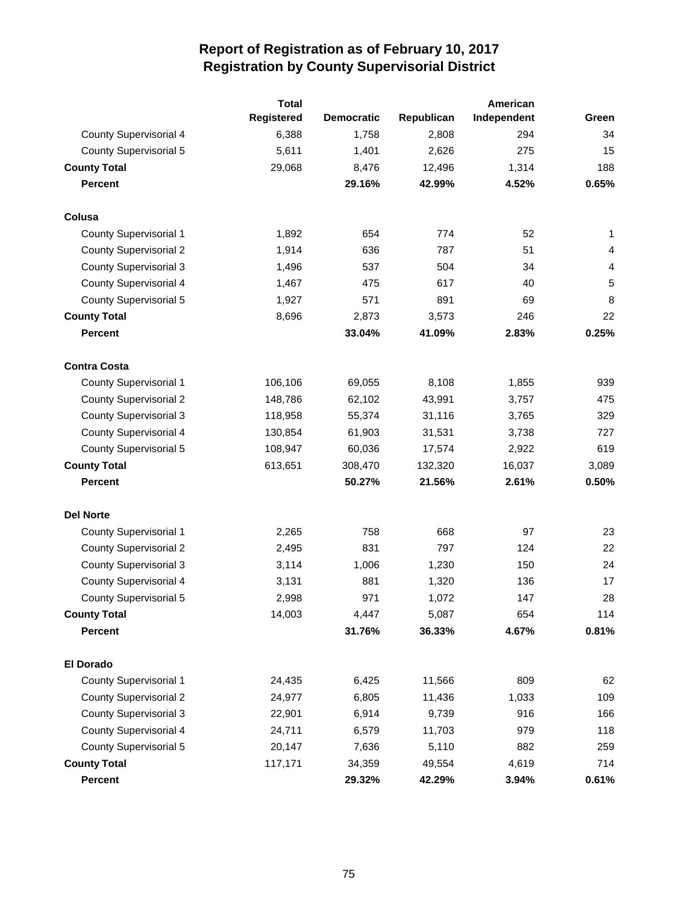# Report of Registration as of February 10, 2017
## Registration by County Supervisorial District

| | Total Registered | Democratic | Republican | American Independent | Green |
|---|---|---|---|---|---|
| County Supervisorial 4 | 6,388 | 1,758 | 2,808 | 294 | 34 |
| County Supervisorial 5 | 5,611 | 1,401 | 2,626 | 275 | 15 |
| **County Total** | 29,068 | 8,476 | 12,496 | 1,314 | 188 |
| **Percent** | | **29.16%** | **42.99%** | **4.52%** | **0.65%** |
| **Colusa** | | | | | |
| County Supervisorial 1 | 1,892 | 654 | 774 | 52 | 1 |
| County Supervisorial 2 | 1,914 | 636 | 787 | 51 | 4 |
| County Supervisorial 3 | 1,496 | 537 | 504 | 34 | 4 |
| County Supervisorial 4 | 1,467 | 475 | 617 | 40 | 5 |
| County Supervisorial 5 | 1,927 | 571 | 891 | 69 | 8 |
| **County Total** | 8,696 | 2,873 | 3,573 | 246 | 22 |
| **Percent** | | **33.04%** | **41.09%** | **2.83%** | **0.25%** |
| **Contra Costa** | | | | | |
| County Supervisorial 1 | 106,106 | 69,055 | 8,108 | 1,855 | 939 |
| County Supervisorial 2 | 148,786 | 62,102 | 43,991 | 3,757 | 475 |
| County Supervisorial 3 | 118,958 | 55,374 | 31,116 | 3,765 | 329 |
| County Supervisorial 4 | 130,854 | 61,903 | 31,531 | 3,738 | 727 |
| County Supervisorial 5 | 108,947 | 60,036 | 17,574 | 2,922 | 619 |
| **County Total** | 613,651 | 308,470 | 132,320 | 16,037 | 3,089 |
| **Percent** | | **50.27%** | **21.56%** | **2.61%** | **0.50%** |
| **Del Norte** | | | | | |
| County Supervisorial 1 | 2,265 | 758 | 668 | 97 | 23 |
| County Supervisorial 2 | 2,495 | 831 | 797 | 124 | 22 |
| County Supervisorial 3 | 3,114 | 1,006 | 1,230 | 150 | 24 |
| County Supervisorial 4 | 3,131 | 881 | 1,320 | 136 | 17 |
| County Supervisorial 5 | 2,998 | 971 | 1,072 | 147 | 28 |
| **County Total** | 14,003 | 4,447 | 5,087 | 654 | 114 |
| **Percent** | | **31.76%** | **36.33%** | **4.67%** | **0.81%** |
| **El Dorado** | | | | | |
| County Supervisorial 1 | 24,435 | 6,425 | 11,566 | 809 | 62 |
| County Supervisorial 2 | 24,977 | 6,805 | 11,436 | 1,033 | 109 |
| County Supervisorial 3 | 22,901 | 6,914 | 9,739 | 916 | 166 |
| County Supervisorial 4 | 24,711 | 6,579 | 11,703 | 979 | 118 |
| County Supervisorial 5 | 20,147 | 7,636 | 5,110 | 882 | 259 |
| **County Total** | 117,171 | 34,359 | 49,554 | 4,619 | 714 |
| **Percent** | | **29.32%** | **42.29%** | **3.94%** | **0.61%** |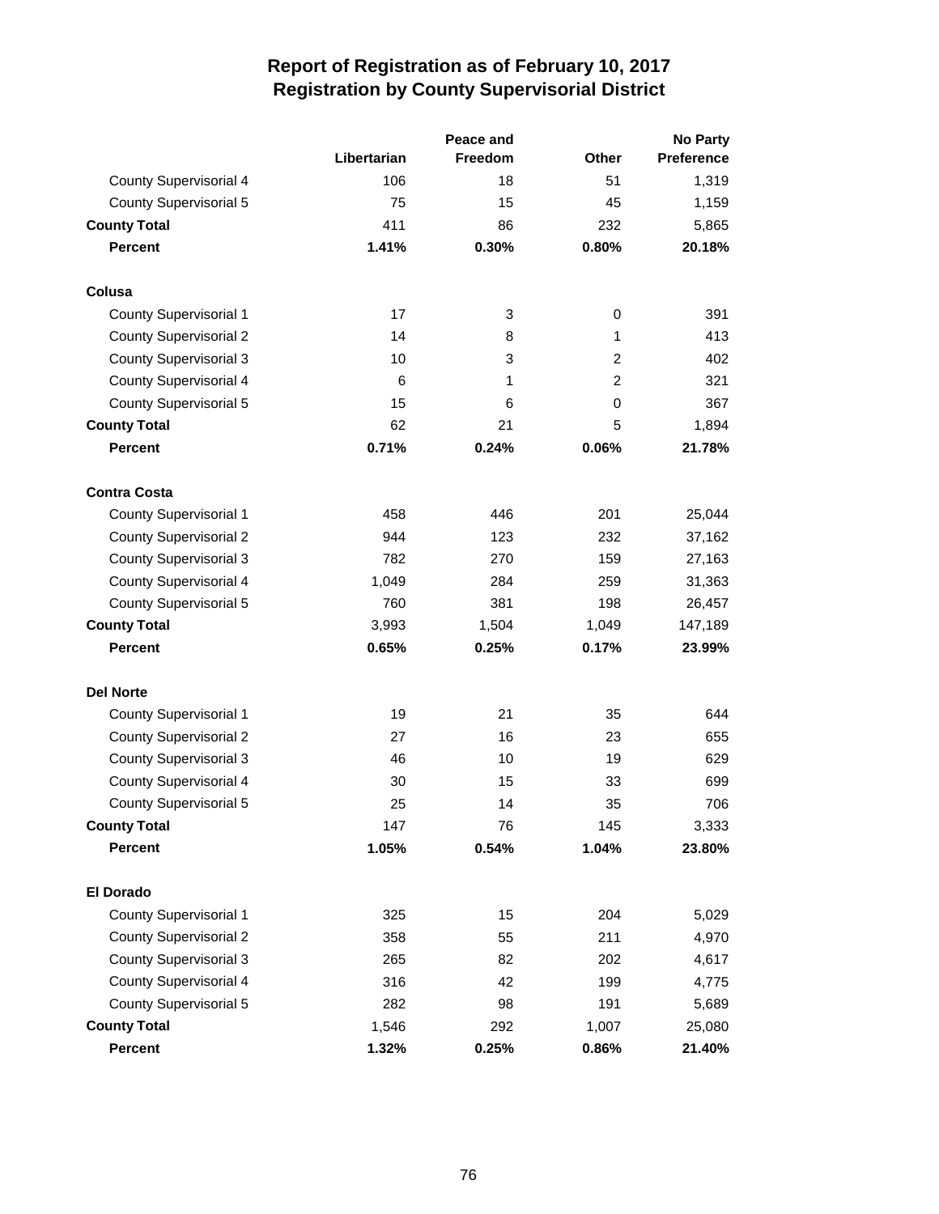# Report of Registration as of February 10, 2017
## Registration by County Supervisorial District

| | Libertarian | Peace and Freedom | Other | No Party Preference |
|---|---|---|---|---|
| County Supervisorial 4 | 106 | 18 | 51 | 1,319 |
| County Supervisorial 5 | 75 | 15 | 45 | 1,159 |
| **County Total** | 411 | 86 | 232 | 5,865 |
| **Percent** | **1.41%** | **0.30%** | **0.80%** | **20.18%** |
| **Colusa** | | | | |
| County Supervisorial 1 | 17 | 3 | 0 | 391 |
| County Supervisorial 2 | 14 | 8 | 1 | 413 |
| County Supervisorial 3 | 10 | 3 | 2 | 402 |
| County Supervisorial 4 | 6 | 1 | 2 | 321 |
| County Supervisorial 5 | 15 | 6 | 0 | 367 |
| **County Total** | 62 | 21 | 5 | 1,894 |
| **Percent** | **0.71%** | **0.24%** | **0.06%** | **21.78%** |
| **Contra Costa** | | | | |
| County Supervisorial 1 | 458 | 446 | 201 | 25,044 |
| County Supervisorial 2 | 944 | 123 | 232 | 37,162 |
| County Supervisorial 3 | 782 | 270 | 159 | 27,163 |
| County Supervisorial 4 | 1,049 | 284 | 259 | 31,363 |
| County Supervisorial 5 | 760 | 381 | 198 | 26,457 |
| **County Total** | 3,993 | 1,504 | 1,049 | 147,189 |
| **Percent** | **0.65%** | **0.25%** | **0.17%** | **23.99%** |
| **Del Norte** | | | | |
| County Supervisorial 1 | 19 | 21 | 35 | 644 |
| County Supervisorial 2 | 27 | 16 | 23 | 655 |
| County Supervisorial 3 | 46 | 10 | 19 | 629 |
| County Supervisorial 4 | 30 | 15 | 33 | 699 |
| County Supervisorial 5 | 25 | 14 | 35 | 706 |
| **County Total** | 147 | 76 | 145 | 3,333 |
| **Percent** | **1.05%** | **0.54%** | **1.04%** | **23.80%** |
| **El Dorado** | | | | |
| County Supervisorial 1 | 325 | 15 | 204 | 5,029 |
| County Supervisorial 2 | 358 | 55 | 211 | 4,970 |
| County Supervisorial 3 | 265 | 82 | 202 | 4,617 |
| County Supervisorial 4 | 316 | 42 | 199 | 4,775 |
| County Supervisorial 5 | 282 | 98 | 191 | 5,689 |
| **County Total** | 1,546 | 292 | 1,007 | 25,080 |
| **Percent** | **1.32%** | **0.25%** | **0.86%** | **21.40%** |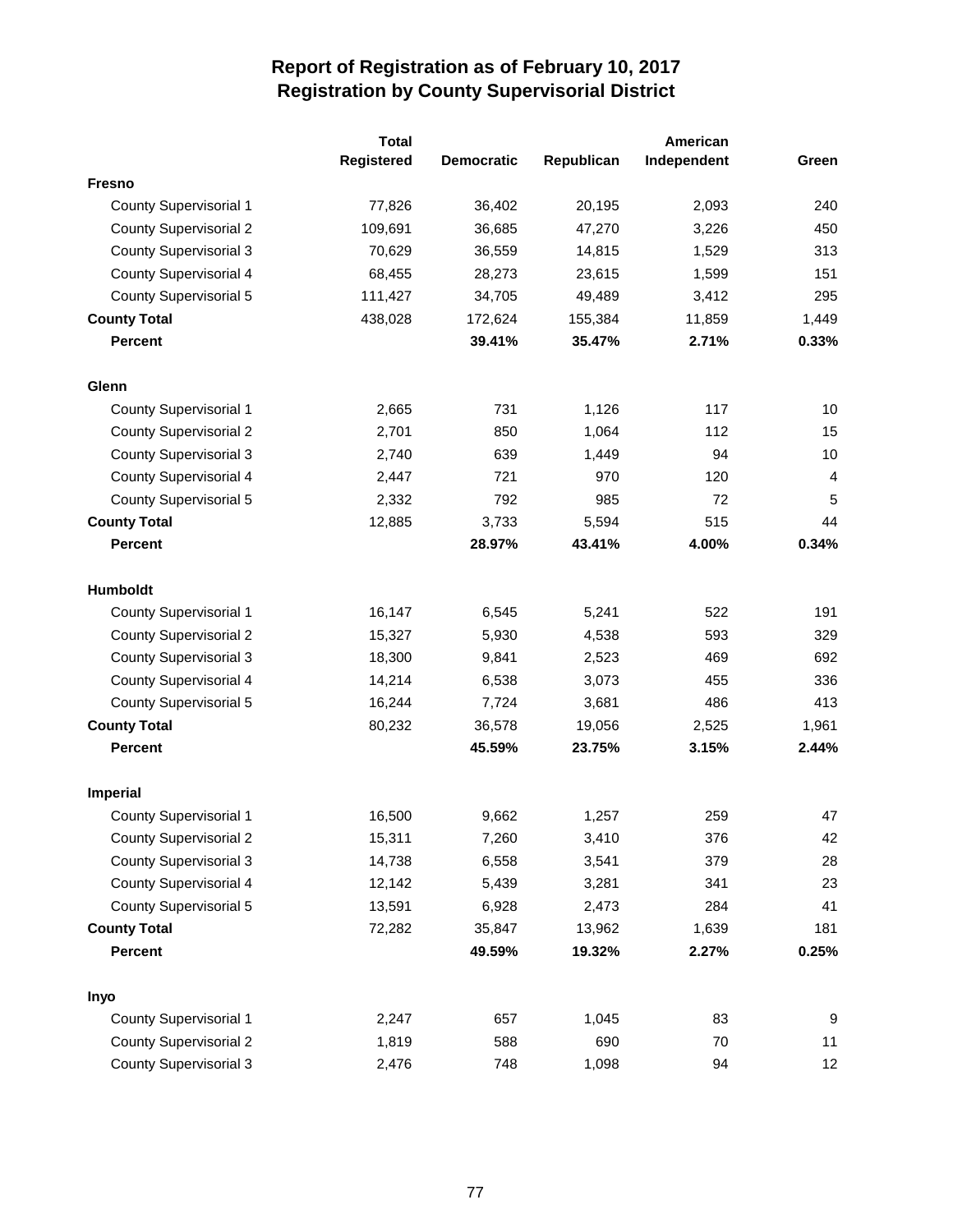# Report of Registration as of February 10, 2017
## Registration by County Supervisorial District

| | Total Registered | Democratic | Republican | American Independent | Green |
|---|---|---|---|---|---|
| **Fresno** | | | | | |
| County Supervisorial 1 | 77,826 | 36,402 | 20,195 | 2,093 | 240 |
| County Supervisorial 2 | 109,691 | 36,685 | 47,270 | 3,226 | 450 |
| County Supervisorial 3 | 70,629 | 36,559 | 14,815 | 1,529 | 313 |
| County Supervisorial 4 | 68,455 | 28,273 | 23,615 | 1,599 | 151 |
| County Supervisorial 5 | 111,427 | 34,705 | 49,489 | 3,412 | 295 |
| **County Total** | 438,028 | 172,624 | 155,384 | 11,859 | 1,449 |
| **Percent** | | **39.41%** | **35.47%** | **2.71%** | **0.33%** |
| **Glenn** | | | | | |
| County Supervisorial 1 | 2,665 | 731 | 1,126 | 117 | 10 |
| County Supervisorial 2 | 2,701 | 850 | 1,064 | 112 | 15 |
| County Supervisorial 3 | 2,740 | 639 | 1,449 | 94 | 10 |
| County Supervisorial 4 | 2,447 | 721 | 970 | 120 | 4 |
| County Supervisorial 5 | 2,332 | 792 | 985 | 72 | 5 |
| **County Total** | 12,885 | 3,733 | 5,594 | 515 | 44 |
| **Percent** | | **28.97%** | **43.41%** | **4.00%** | **0.34%** |
| **Humboldt** | | | | | |
| County Supervisorial 1 | 16,147 | 6,545 | 5,241 | 522 | 191 |
| County Supervisorial 2 | 15,327 | 5,930 | 4,538 | 593 | 329 |
| County Supervisorial 3 | 18,300 | 9,841 | 2,523 | 469 | 692 |
| County Supervisorial 4 | 14,214 | 6,538 | 3,073 | 455 | 336 |
| County Supervisorial 5 | 16,244 | 7,724 | 3,681 | 486 | 413 |
| **County Total** | 80,232 | 36,578 | 19,056 | 2,525 | 1,961 |
| **Percent** | | **45.59%** | **23.75%** | **3.15%** | **2.44%** |
| **Imperial** | | | | | |
| County Supervisorial 1 | 16,500 | 9,662 | 1,257 | 259 | 47 |
| County Supervisorial 2 | 15,311 | 7,260 | 3,410 | 376 | 42 |
| County Supervisorial 3 | 14,738 | 6,558 | 3,541 | 379 | 28 |
| County Supervisorial 4 | 12,142 | 5,439 | 3,281 | 341 | 23 |
| County Supervisorial 5 | 13,591 | 6,928 | 2,473 | 284 | 41 |
| **County Total** | 72,282 | 35,847 | 13,962 | 1,639 | 181 |
| **Percent** | | **49.59%** | **19.32%** | **2.27%** | **0.25%** |
| **Inyo** | | | | | |
| County Supervisorial 1 | 2,247 | 657 | 1,045 | 83 | 9 |
| County Supervisorial 2 | 1,819 | 588 | 690 | 70 | 11 |
| County Supervisorial 3 | 2,476 | 748 | 1,098 | 94 | 12 |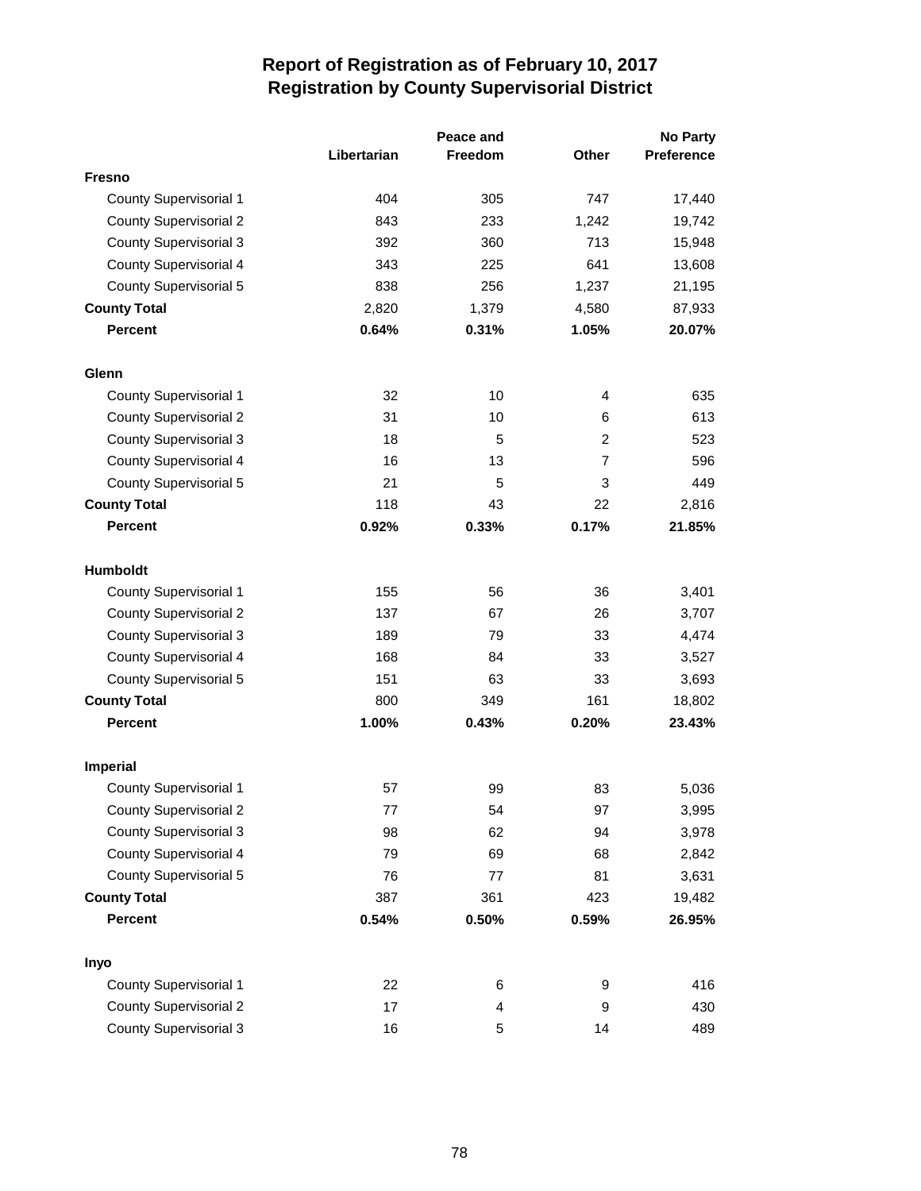# Report of Registration as of February 10, 2017
## Registration by County Supervisorial District

| | Libertarian | Peace and Freedom | Other | No Party Preference |
|---|---|---|---|---|
| **Fresno** | | | | |
| County Supervisorial 1 | 404 | 305 | 747 | 17,440 |
| County Supervisorial 2 | 843 | 233 | 1,242 | 19,742 |
| County Supervisorial 3 | 392 | 360 | 713 | 15,948 |
| County Supervisorial 4 | 343 | 225 | 641 | 13,608 |
| County Supervisorial 5 | 838 | 256 | 1,237 | 21,195 |
| **County Total** | 2,820 | 1,379 | 4,580 | 87,933 |
| **Percent** | **0.64%** | **0.31%** | **1.05%** | **20.07%** |
| **Glenn** | | | | |
| County Supervisorial 1 | 32 | 10 | 4 | 635 |
| County Supervisorial 2 | 31 | 10 | 6 | 613 |
| County Supervisorial 3 | 18 | 5 | 2 | 523 |
| County Supervisorial 4 | 16 | 13 | 7 | 596 |
| County Supervisorial 5 | 21 | 5 | 3 | 449 |
| **County Total** | 118 | 43 | 22 | 2,816 |
| **Percent** | **0.92%** | **0.33%** | **0.17%** | **21.85%** |
| **Humboldt** | | | | |
| County Supervisorial 1 | 155 | 56 | 36 | 3,401 |
| County Supervisorial 2 | 137 | 67 | 26 | 3,707 |
| County Supervisorial 3 | 189 | 79 | 33 | 4,474 |
| County Supervisorial 4 | 168 | 84 | 33 | 3,527 |
| County Supervisorial 5 | 151 | 63 | 33 | 3,693 |
| **County Total** | 800 | 349 | 161 | 18,802 |
| **Percent** | **1.00%** | **0.43%** | **0.20%** | **23.43%** |
| **Imperial** | | | | |
| County Supervisorial 1 | 57 | 99 | 83 | 5,036 |
| County Supervisorial 2 | 77 | 54 | 97 | 3,995 |
| County Supervisorial 3 | 98 | 62 | 94 | 3,978 |
| County Supervisorial 4 | 79 | 69 | 68 | 2,842 |
| County Supervisorial 5 | 76 | 77 | 81 | 3,631 |
| **County Total** | 387 | 361 | 423 | 19,482 |
| **Percent** | **0.54%** | **0.50%** | **0.59%** | **26.95%** |
| **Inyo** | | | | |
| County Supervisorial 1 | 22 | 6 | 9 | 416 |
| County Supervisorial 2 | 17 | 4 | 9 | 430 |
| County Supervisorial 3 | 16 | 5 | 14 | 489 |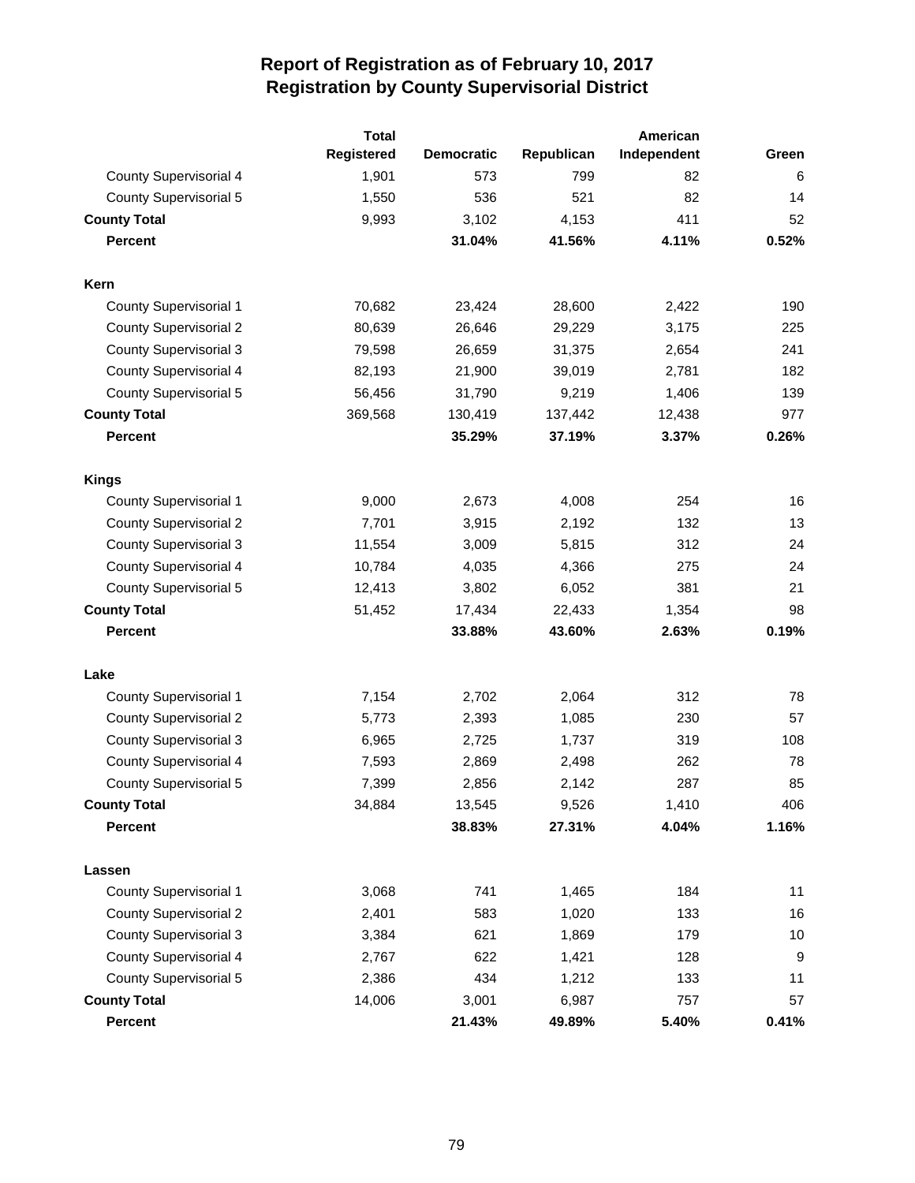# Report of Registration as of February 10, 2017
## Registration by County Supervisorial District

| | Total Registered | Democratic | Republican | American Independent | Green |
|---|---|---|---|---|---|
| County Supervisorial 4 | 1,901 | 573 | 799 | 82 | 6 |
| County Supervisorial 5 | 1,550 | 536 | 521 | 82 | 14 |
| **County Total** | 9,993 | 3,102 | 4,153 | 411 | 52 |
| **Percent** | | **31.04%** | **41.56%** | **4.11%** | **0.52%** |
| **Kern** | | | | | |
| County Supervisorial 1 | 70,682 | 23,424 | 28,600 | 2,422 | 190 |
| County Supervisorial 2 | 80,639 | 26,646 | 29,229 | 3,175 | 225 |
| County Supervisorial 3 | 79,598 | 26,659 | 31,375 | 2,654 | 241 |
| County Supervisorial 4 | 82,193 | 21,900 | 39,019 | 2,781 | 182 |
| County Supervisorial 5 | 56,456 | 31,790 | 9,219 | 1,406 | 139 |
| **County Total** | 369,568 | 130,419 | 137,442 | 12,438 | 977 |
| **Percent** | | **35.29%** | **37.19%** | **3.37%** | **0.26%** |
| **Kings** | | | | | |
| County Supervisorial 1 | 9,000 | 2,673 | 4,008 | 254 | 16 |
| County Supervisorial 2 | 7,701 | 3,915 | 2,192 | 132 | 13 |
| County Supervisorial 3 | 11,554 | 3,009 | 5,815 | 312 | 24 |
| County Supervisorial 4 | 10,784 | 4,035 | 4,366 | 275 | 24 |
| County Supervisorial 5 | 12,413 | 3,802 | 6,052 | 381 | 21 |
| **County Total** | 51,452 | 17,434 | 22,433 | 1,354 | 98 |
| **Percent** | | **33.88%** | **43.60%** | **2.63%** | **0.19%** |
| **Lake** | | | | | |
| County Supervisorial 1 | 7,154 | 2,702 | 2,064 | 312 | 78 |
| County Supervisorial 2 | 5,773 | 2,393 | 1,085 | 230 | 57 |
| County Supervisorial 3 | 6,965 | 2,725 | 1,737 | 319 | 108 |
| County Supervisorial 4 | 7,593 | 2,869 | 2,498 | 262 | 78 |
| County Supervisorial 5 | 7,399 | 2,856 | 2,142 | 287 | 85 |
| **County Total** | 34,884 | 13,545 | 9,526 | 1,410 | 406 |
| **Percent** | | **38.83%** | **27.31%** | **4.04%** | **1.16%** |
| **Lassen** | | | | | |
| County Supervisorial 1 | 3,068 | 741 | 1,465 | 184 | 11 |
| County Supervisorial 2 | 2,401 | 583 | 1,020 | 133 | 16 |
| County Supervisorial 3 | 3,384 | 621 | 1,869 | 179 | 10 |
| County Supervisorial 4 | 2,767 | 622 | 1,421 | 128 | 9 |
| County Supervisorial 5 | 2,386 | 434 | 1,212 | 133 | 11 |
| **County Total** | 14,006 | 3,001 | 6,987 | 757 | 57 |
| **Percent** | | **21.43%** | **49.89%** | **5.40%** | **0.41%** |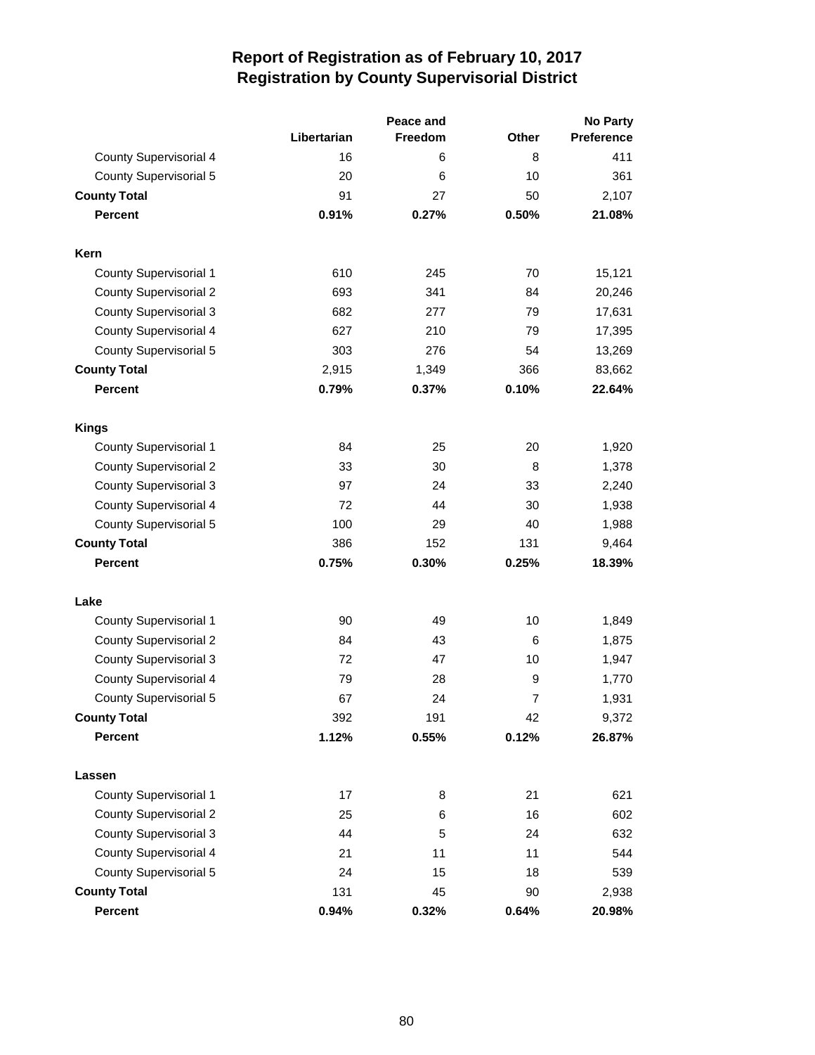# Report of Registration as of February 10, 2017
## Registration by County Supervisorial District

| | Libertarian | Peace and Freedom | Other | No Party Preference |
|---|---|---|---|---|
| County Supervisorial 4 | 16 | 6 | 8 | 411 |
| County Supervisorial 5 | 20 | 6 | 10 | 361 |
| **County Total** | 91 | 27 | 50 | 2,107 |
| **Percent** | **0.91%** | **0.27%** | **0.50%** | **21.08%** |
| **Kern** | | | | |
| County Supervisorial 1 | 610 | 245 | 70 | 15,121 |
| County Supervisorial 2 | 693 | 341 | 84 | 20,246 |
| County Supervisorial 3 | 682 | 277 | 79 | 17,631 |
| County Supervisorial 4 | 627 | 210 | 79 | 17,395 |
| County Supervisorial 5 | 303 | 276 | 54 | 13,269 |
| **County Total** | 2,915 | 1,349 | 366 | 83,662 |
| **Percent** | **0.79%** | **0.37%** | **0.10%** | **22.64%** |
| **Kings** | | | | |
| County Supervisorial 1 | 84 | 25 | 20 | 1,920 |
| County Supervisorial 2 | 33 | 30 | 8 | 1,378 |
| County Supervisorial 3 | 97 | 24 | 33 | 2,240 |
| County Supervisorial 4 | 72 | 44 | 30 | 1,938 |
| County Supervisorial 5 | 100 | 29 | 40 | 1,988 |
| **County Total** | 386 | 152 | 131 | 9,464 |
| **Percent** | **0.75%** | **0.30%** | **0.25%** | **18.39%** |
| **Lake** | | | | |
| County Supervisorial 1 | 90 | 49 | 10 | 1,849 |
| County Supervisorial 2 | 84 | 43 | 6 | 1,875 |
| County Supervisorial 3 | 72 | 47 | 10 | 1,947 |
| County Supervisorial 4 | 79 | 28 | 9 | 1,770 |
| County Supervisorial 5 | 67 | 24 | 7 | 1,931 |
| **County Total** | 392 | 191 | 42 | 9,372 |
| **Percent** | **1.12%** | **0.55%** | **0.12%** | **26.87%** |
| **Lassen** | | | | |
| County Supervisorial 1 | 17 | 8 | 21 | 621 |
| County Supervisorial 2 | 25 | 6 | 16 | 602 |
| County Supervisorial 3 | 44 | 5 | 24 | 632 |
| County Supervisorial 4 | 21 | 11 | 11 | 544 |
| County Supervisorial 5 | 24 | 15 | 18 | 539 |
| **County Total** | 131 | 45 | 90 | 2,938 |
| **Percent** | **0.94%** | **0.32%** | **0.64%** | **20.98%** |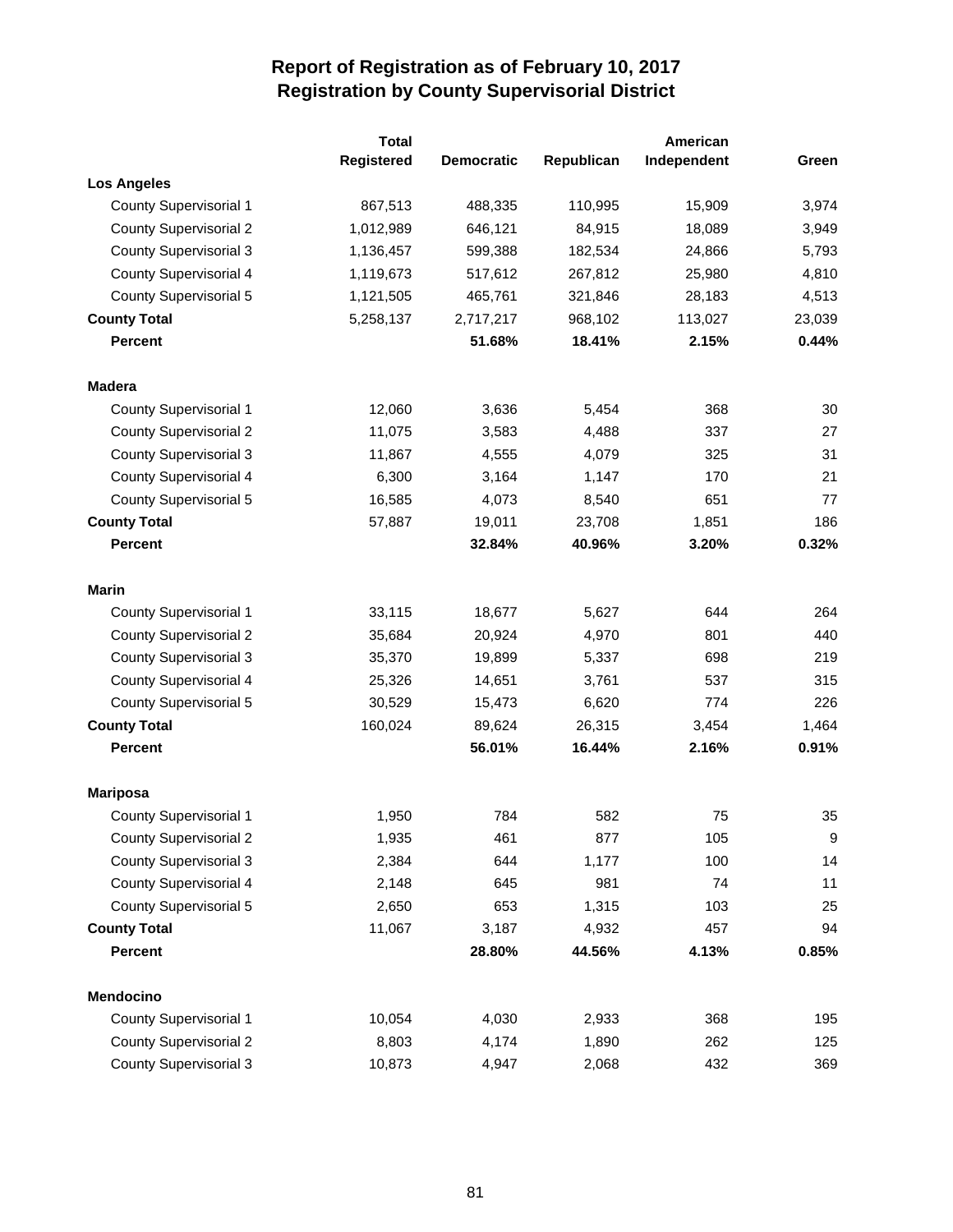# Report of Registration as of February 10, 2017
## Registration by County Supervisorial District

| | Total Registered | Democratic | Republican | American Independent | Green |
|---|---|---|---|---|---|
| **Los Angeles** | | | | | |
| County Supervisorial 1 | 867,513 | 488,335 | 110,995 | 15,909 | 3,974 |
| County Supervisorial 2 | 1,012,989 | 646,121 | 84,915 | 18,089 | 3,949 |
| County Supervisorial 3 | 1,136,457 | 599,388 | 182,534 | 24,866 | 5,793 |
| County Supervisorial 4 | 1,119,673 | 517,612 | 267,812 | 25,980 | 4,810 |
| County Supervisorial 5 | 1,121,505 | 465,761 | 321,846 | 28,183 | 4,513 |
| **County Total** | 5,258,137 | 2,717,217 | 968,102 | 113,027 | 23,039 |
| **Percent** | | **51.68%** | **18.41%** | **2.15%** | **0.44%** |
| | | | | | |
| **Madera** | | | | | |
| County Supervisorial 1 | 12,060 | 3,636 | 5,454 | 368 | 30 |
| County Supervisorial 2 | 11,075 | 3,583 | 4,488 | 337 | 27 |
| County Supervisorial 3 | 11,867 | 4,555 | 4,079 | 325 | 31 |
| County Supervisorial 4 | 6,300 | 3,164 | 1,147 | 170 | 21 |
| County Supervisorial 5 | 16,585 | 4,073 | 8,540 | 651 | 77 |
| **County Total** | 57,887 | 19,011 | 23,708 | 1,851 | 186 |
| **Percent** | | **32.84%** | **40.96%** | **3.20%** | **0.32%** |
| | | | | | |
| **Marin** | | | | | |
| County Supervisorial 1 | 33,115 | 18,677 | 5,627 | 644 | 264 |
| County Supervisorial 2 | 35,684 | 20,924 | 4,970 | 801 | 440 |
| County Supervisorial 3 | 35,370 | 19,899 | 5,337 | 698 | 219 |
| County Supervisorial 4 | 25,326 | 14,651 | 3,761 | 537 | 315 |
| County Supervisorial 5 | 30,529 | 15,473 | 6,620 | 774 | 226 |
| **County Total** | 160,024 | 89,624 | 26,315 | 3,454 | 1,464 |
| **Percent** | | **56.01%** | **16.44%** | **2.16%** | **0.91%** |
| | | | | | |
| **Mariposa** | | | | | |
| County Supervisorial 1 | 1,950 | 784 | 582 | 75 | 35 |
| County Supervisorial 2 | 1,935 | 461 | 877 | 105 | 9 |
| County Supervisorial 3 | 2,384 | 644 | 1,177 | 100 | 14 |
| County Supervisorial 4 | 2,148 | 645 | 981 | 74 | 11 |
| County Supervisorial 5 | 2,650 | 653 | 1,315 | 103 | 25 |
| **County Total** | 11,067 | 3,187 | 4,932 | 457 | 94 |
| **Percent** | | **28.80%** | **44.56%** | **4.13%** | **0.85%** |
| | | | | | |
| **Mendocino** | | | | | |
| County Supervisorial 1 | 10,054 | 4,030 | 2,933 | 368 | 195 |
| County Supervisorial 2 | 8,803 | 4,174 | 1,890 | 262 | 125 |
| County Supervisorial 3 | 10,873 | 4,947 | 2,068 | 432 | 369 |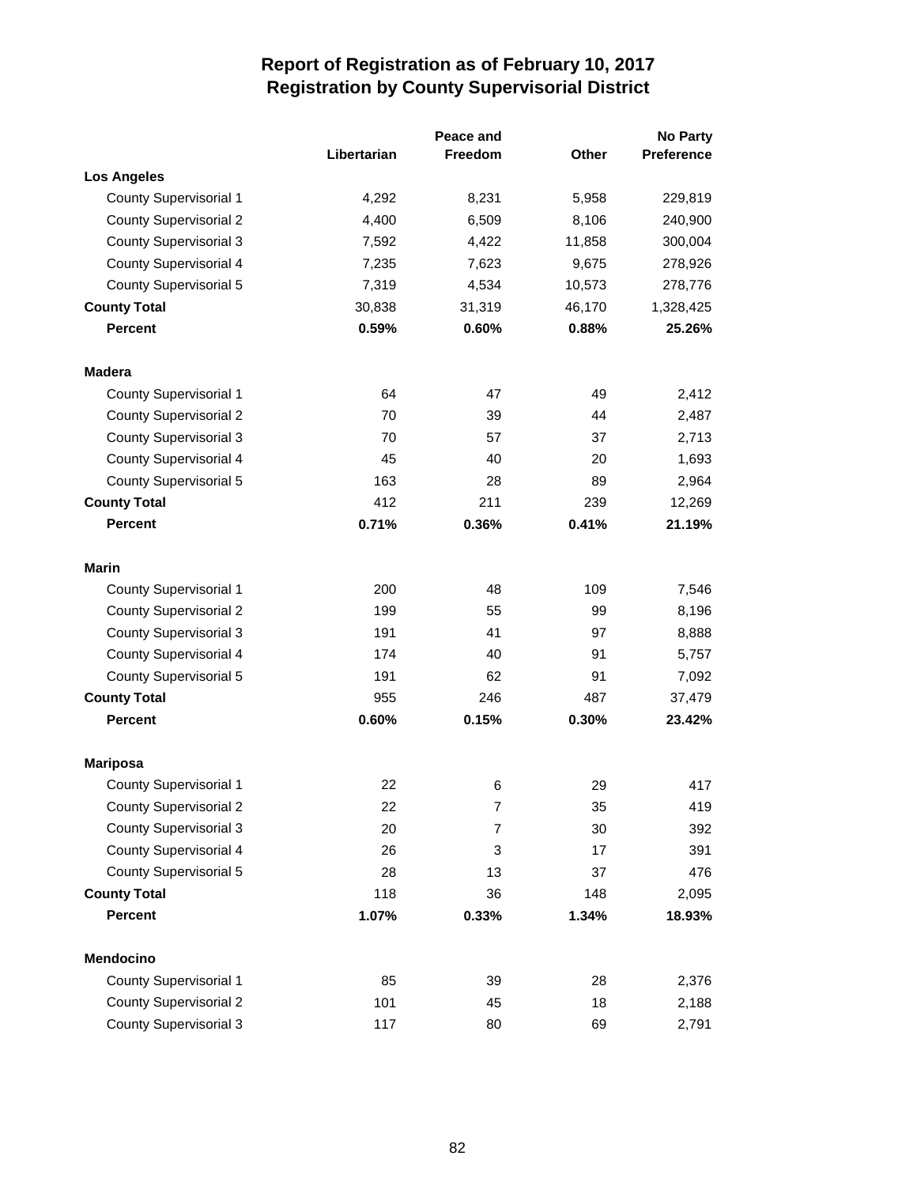# Report of Registration as of February 10, 2017
## Registration by County Supervisorial District

| | Libertarian | Peace and Freedom | Other | No Party Preference |
|---|---|---|---|---|
| **Los Angeles** | | | | |
| County Supervisorial 1 | 4,292 | 8,231 | 5,958 | 229,819 |
| County Supervisorial 2 | 4,400 | 6,509 | 8,106 | 240,900 |
| County Supervisorial 3 | 7,592 | 4,422 | 11,858 | 300,004 |
| County Supervisorial 4 | 7,235 | 7,623 | 9,675 | 278,926 |
| County Supervisorial 5 | 7,319 | 4,534 | 10,573 | 278,776 |
| **County Total** | 30,838 | 31,319 | 46,170 | 1,328,425 |
| **Percent** | **0.59%** | **0.60%** | **0.88%** | **25.26%** |
| **Madera** | | | | |
| County Supervisorial 1 | 64 | 47 | 49 | 2,412 |
| County Supervisorial 2 | 70 | 39 | 44 | 2,487 |
| County Supervisorial 3 | 70 | 57 | 37 | 2,713 |
| County Supervisorial 4 | 45 | 40 | 20 | 1,693 |
| County Supervisorial 5 | 163 | 28 | 89 | 2,964 |
| **County Total** | 412 | 211 | 239 | 12,269 |
| **Percent** | **0.71%** | **0.36%** | **0.41%** | **21.19%** |
| **Marin** | | | | |
| County Supervisorial 1 | 200 | 48 | 109 | 7,546 |
| County Supervisorial 2 | 199 | 55 | 99 | 8,196 |
| County Supervisorial 3 | 191 | 41 | 97 | 8,888 |
| County Supervisorial 4 | 174 | 40 | 91 | 5,757 |
| County Supervisorial 5 | 191 | 62 | 91 | 7,092 |
| **County Total** | 955 | 246 | 487 | 37,479 |
| **Percent** | **0.60%** | **0.15%** | **0.30%** | **23.42%** |
| **Mariposa** | | | | |
| County Supervisorial 1 | 22 | 6 | 29 | 417 |
| County Supervisorial 2 | 22 | 7 | 35 | 419 |
| County Supervisorial 3 | 20 | 7 | 30 | 392 |
| County Supervisorial 4 | 26 | 3 | 17 | 391 |
| County Supervisorial 5 | 28 | 13 | 37 | 476 |
| **County Total** | 118 | 36 | 148 | 2,095 |
| **Percent** | **1.07%** | **0.33%** | **1.34%** | **18.93%** |
| **Mendocino** | | | | |
| County Supervisorial 1 | 85 | 39 | 28 | 2,376 |
| County Supervisorial 2 | 101 | 45 | 18 | 2,188 |
| County Supervisorial 3 | 117 | 80 | 69 | 2,791 |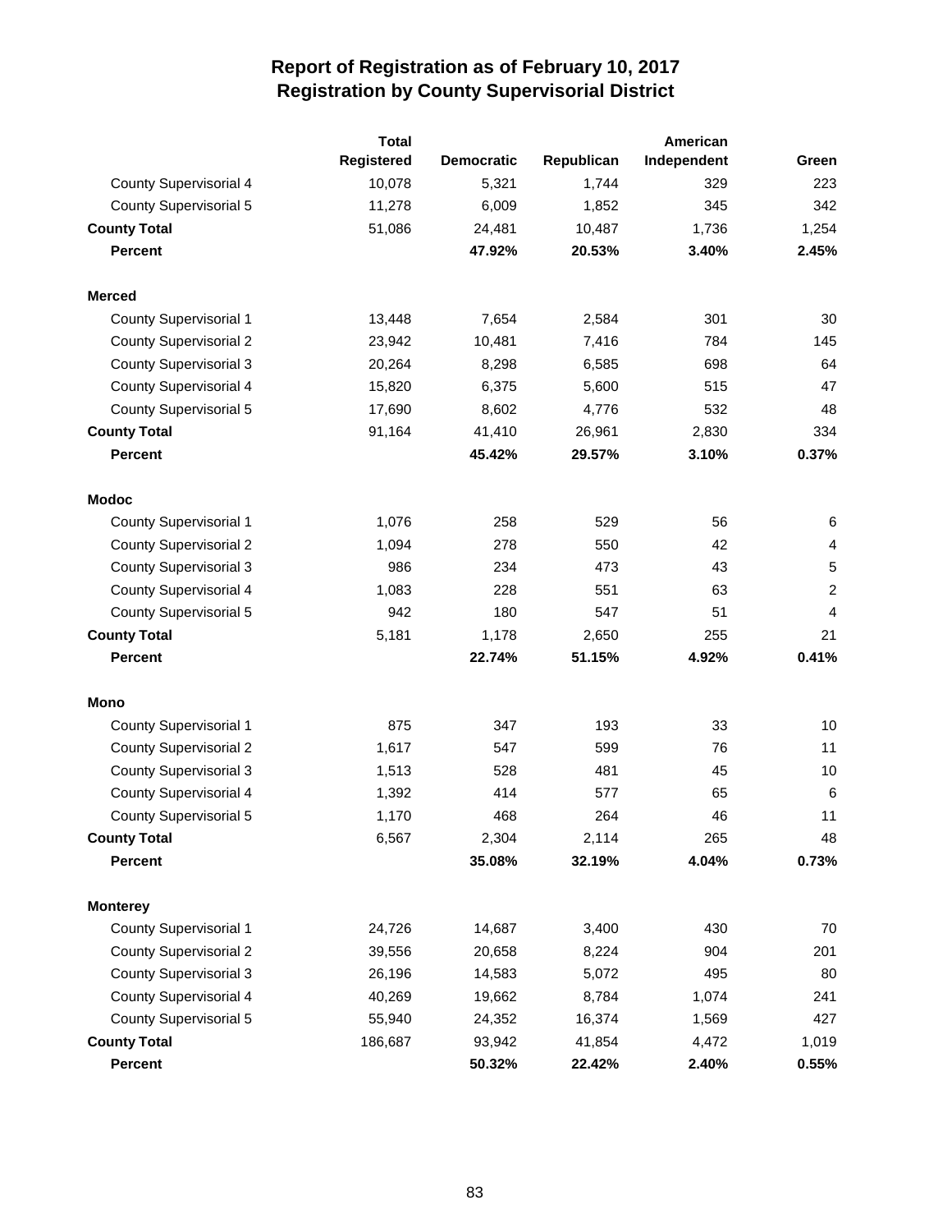# Report of Registration as of February 10, 2017
## Registration by County Supervisorial District

| | Total Registered | Democratic | Republican | American Independent | Green |
|---|---|---|---|---|---|
| County Supervisorial 4 | 10,078 | 5,321 | 1,744 | 329 | 223 |
| County Supervisorial 5 | 11,278 | 6,009 | 1,852 | 345 | 342 |
| **County Total** | 51,086 | 24,481 | 10,487 | 1,736 | 1,254 |
| **Percent** | | **47.92%** | **20.53%** | **3.40%** | **2.45%** |
| **Merced** | | | | | |
| County Supervisorial 1 | 13,448 | 7,654 | 2,584 | 301 | 30 |
| County Supervisorial 2 | 23,942 | 10,481 | 7,416 | 784 | 145 |
| County Supervisorial 3 | 20,264 | 8,298 | 6,585 | 698 | 64 |
| County Supervisorial 4 | 15,820 | 6,375 | 5,600 | 515 | 47 |
| County Supervisorial 5 | 17,690 | 8,602 | 4,776 | 532 | 48 |
| **County Total** | 91,164 | 41,410 | 26,961 | 2,830 | 334 |
| **Percent** | | **45.42%** | **29.57%** | **3.10%** | **0.37%** |
| **Modoc** | | | | | |
| County Supervisorial 1 | 1,076 | 258 | 529 | 56 | 6 |
| County Supervisorial 2 | 1,094 | 278 | 550 | 42 | 4 |
| County Supervisorial 3 | 986 | 234 | 473 | 43 | 5 |
| County Supervisorial 4 | 1,083 | 228 | 551 | 63 | 2 |
| County Supervisorial 5 | 942 | 180 | 547 | 51 | 4 |
| **County Total** | 5,181 | 1,178 | 2,650 | 255 | 21 |
| **Percent** | | **22.74%** | **51.15%** | **4.92%** | **0.41%** |
| **Mono** | | | | | |
| County Supervisorial 1 | 875 | 347 | 193 | 33 | 10 |
| County Supervisorial 2 | 1,617 | 547 | 599 | 76 | 11 |
| County Supervisorial 3 | 1,513 | 528 | 481 | 45 | 10 |
| County Supervisorial 4 | 1,392 | 414 | 577 | 65 | 6 |
| County Supervisorial 5 | 1,170 | 468 | 264 | 46 | 11 |
| **County Total** | 6,567 | 2,304 | 2,114 | 265 | 48 |
| **Percent** | | **35.08%** | **32.19%** | **4.04%** | **0.73%** |
| **Monterey** | | | | | |
| County Supervisorial 1 | 24,726 | 14,687 | 3,400 | 430 | 70 |
| County Supervisorial 2 | 39,556 | 20,658 | 8,224 | 904 | 201 |
| County Supervisorial 3 | 26,196 | 14,583 | 5,072 | 495 | 80 |
| County Supervisorial 4 | 40,269 | 19,662 | 8,784 | 1,074 | 241 |
| County Supervisorial 5 | 55,940 | 24,352 | 16,374 | 1,569 | 427 |
| **County Total** | 186,687 | 93,942 | 41,854 | 4,472 | 1,019 |
| **Percent** | | **50.32%** | **22.42%** | **2.40%** | **0.55%** |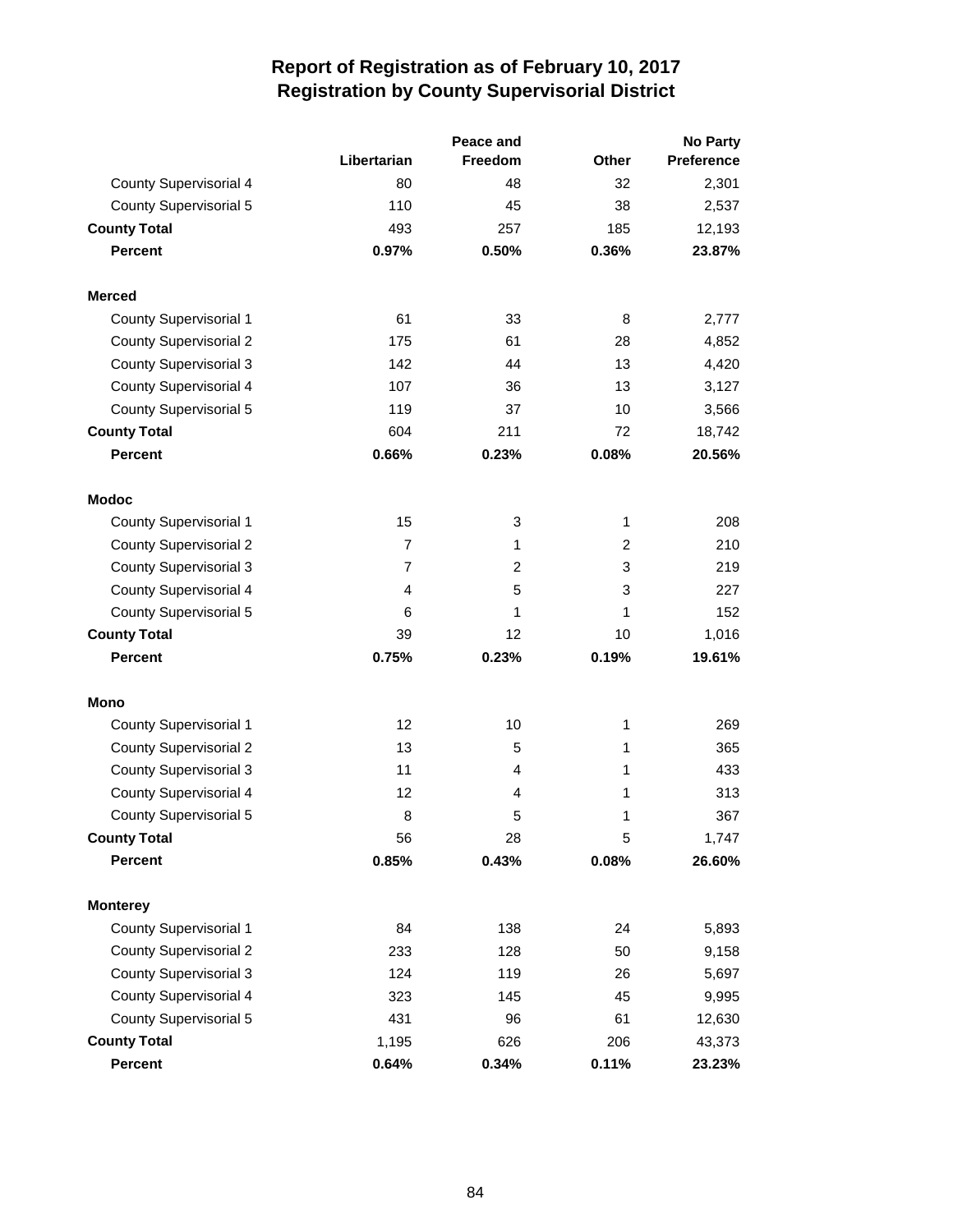# Report of Registration as of February 10, 2017
## Registration by County Supervisorial District

| | Libertarian | Peace and Freedom | Other | No Party Preference |
|---|---|---|---|---|
| County Supervisorial 4 | 80 | 48 | 32 | 2,301 |
| County Supervisorial 5 | 110 | 45 | 38 | 2,537 |
| **County Total** | 493 | 257 | 185 | 12,193 |
| **Percent** | **0.97%** | **0.50%** | **0.36%** | **23.87%** |
| **Merced** | | | | |
| County Supervisorial 1 | 61 | 33 | 8 | 2,777 |
| County Supervisorial 2 | 175 | 61 | 28 | 4,852 |
| County Supervisorial 3 | 142 | 44 | 13 | 4,420 |
| County Supervisorial 4 | 107 | 36 | 13 | 3,127 |
| County Supervisorial 5 | 119 | 37 | 10 | 3,566 |
| **County Total** | 604 | 211 | 72 | 18,742 |
| **Percent** | **0.66%** | **0.23%** | **0.08%** | **20.56%** |
| **Modoc** | | | | |
| County Supervisorial 1 | 15 | 3 | 1 | 208 |
| County Supervisorial 2 | 7 | 1 | 2 | 210 |
| County Supervisorial 3 | 7 | 2 | 3 | 219 |
| County Supervisorial 4 | 4 | 5 | 3 | 227 |
| County Supervisorial 5 | 6 | 1 | 1 | 152 |
| **County Total** | 39 | 12 | 10 | 1,016 |
| **Percent** | **0.75%** | **0.23%** | **0.19%** | **19.61%** |
| **Mono** | | | | |
| County Supervisorial 1 | 12 | 10 | 1 | 269 |
| County Supervisorial 2 | 13 | 5 | 1 | 365 |
| County Supervisorial 3 | 11 | 4 | 1 | 433 |
| County Supervisorial 4 | 12 | 4 | 1 | 313 |
| County Supervisorial 5 | 8 | 5 | 1 | 367 |
| **County Total** | 56 | 28 | 5 | 1,747 |
| **Percent** | **0.85%** | **0.43%** | **0.08%** | **26.60%** |
| **Monterey** | | | | |
| County Supervisorial 1 | 84 | 138 | 24 | 5,893 |
| County Supervisorial 2 | 233 | 128 | 50 | 9,158 |
| County Supervisorial 3 | 124 | 119 | 26 | 5,697 |
| County Supervisorial 4 | 323 | 145 | 45 | 9,995 |
| County Supervisorial 5 | 431 | 96 | 61 | 12,630 |
| **County Total** | 1,195 | 626 | 206 | 43,373 |
| **Percent** | **0.64%** | **0.34%** | **0.11%** | **23.23%** |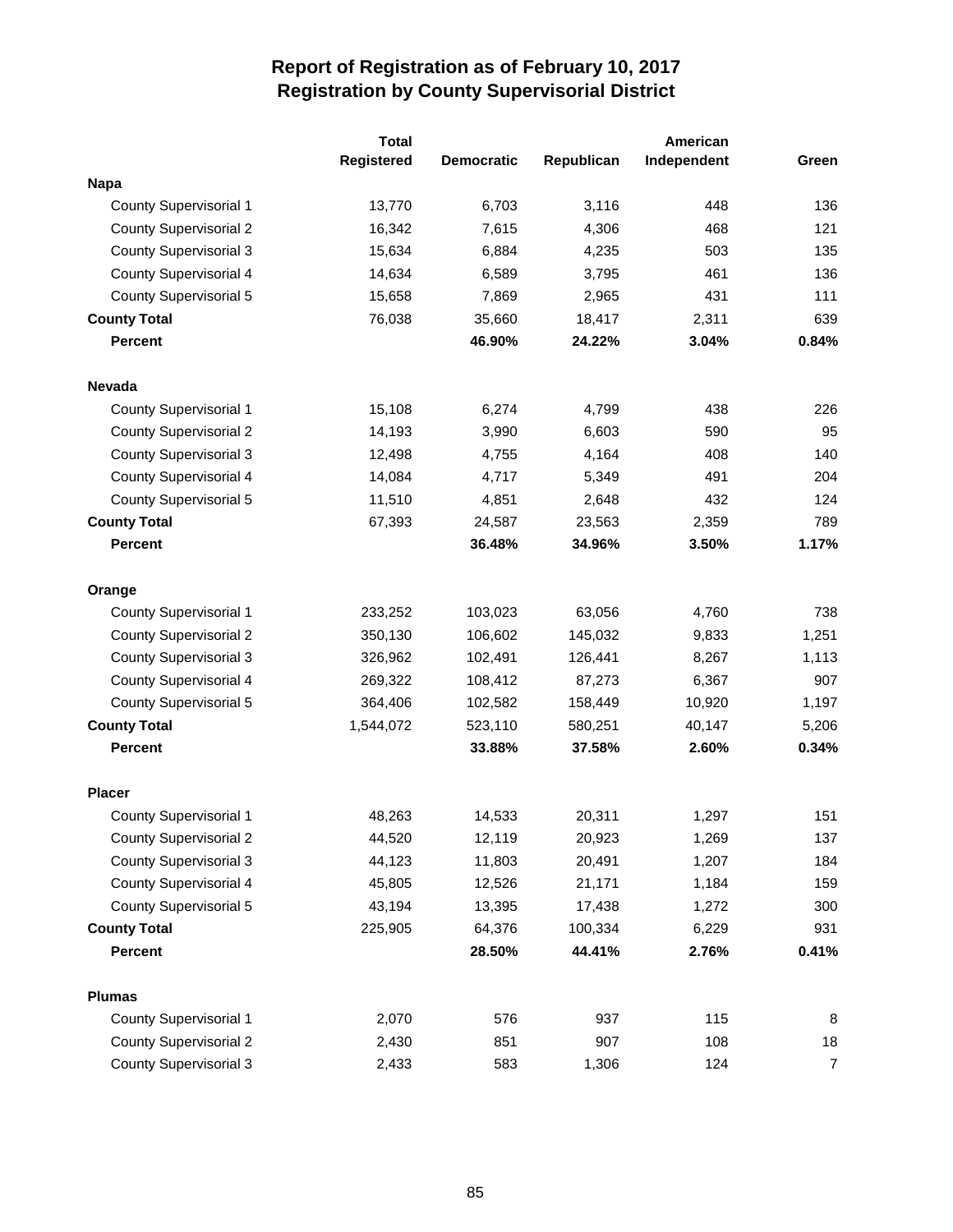# Report of Registration as of February 10, 2017
## Registration by County Supervisorial District

| | Total Registered | Democratic | Republican | American Independent | Green |
|---|---|---|---|---|---|
| **Napa** | | | | | |
| County Supervisorial 1 | 13,770 | 6,703 | 3,116 | 448 | 136 |
| County Supervisorial 2 | 16,342 | 7,615 | 4,306 | 468 | 121 |
| County Supervisorial 3 | 15,634 | 6,884 | 4,235 | 503 | 135 |
| County Supervisorial 4 | 14,634 | 6,589 | 3,795 | 461 | 136 |
| County Supervisorial 5 | 15,658 | 7,869 | 2,965 | 431 | 111 |
| **County Total** | 76,038 | 35,660 | 18,417 | 2,311 | 639 |
| **Percent** | | **46.90%** | **24.22%** | **3.04%** | **0.84%** |
| **Nevada** | | | | | |
| County Supervisorial 1 | 15,108 | 6,274 | 4,799 | 438 | 226 |
| County Supervisorial 2 | 14,193 | 3,990 | 6,603 | 590 | 95 |
| County Supervisorial 3 | 12,498 | 4,755 | 4,164 | 408 | 140 |
| County Supervisorial 4 | 14,084 | 4,717 | 5,349 | 491 | 204 |
| County Supervisorial 5 | 11,510 | 4,851 | 2,648 | 432 | 124 |
| **County Total** | 67,393 | 24,587 | 23,563 | 2,359 | 789 |
| **Percent** | | **36.48%** | **34.96%** | **3.50%** | **1.17%** |
| **Orange** | | | | | |
| County Supervisorial 1 | 233,252 | 103,023 | 63,056 | 4,760 | 738 |
| County Supervisorial 2 | 350,130 | 106,602 | 145,032 | 9,833 | 1,251 |
| County Supervisorial 3 | 326,962 | 102,491 | 126,441 | 8,267 | 1,113 |
| County Supervisorial 4 | 269,322 | 108,412 | 87,273 | 6,367 | 907 |
| County Supervisorial 5 | 364,406 | 102,582 | 158,449 | 10,920 | 1,197 |
| **County Total** | 1,544,072 | 523,110 | 580,251 | 40,147 | 5,206 |
| **Percent** | | **33.88%** | **37.58%** | **2.60%** | **0.34%** |
| **Placer** | | | | | |
| County Supervisorial 1 | 48,263 | 14,533 | 20,311 | 1,297 | 151 |
| County Supervisorial 2 | 44,520 | 12,119 | 20,923 | 1,269 | 137 |
| County Supervisorial 3 | 44,123 | 11,803 | 20,491 | 1,207 | 184 |
| County Supervisorial 4 | 45,805 | 12,526 | 21,171 | 1,184 | 159 |
| County Supervisorial 5 | 43,194 | 13,395 | 17,438 | 1,272 | 300 |
| **County Total** | 225,905 | 64,376 | 100,334 | 6,229 | 931 |
| **Percent** | | **28.50%** | **44.41%** | **2.76%** | **0.41%** |
| **Plumas** | | | | | |
| County Supervisorial 1 | 2,070 | 576 | 937 | 115 | 8 |
| County Supervisorial 2 | 2,430 | 851 | 907 | 108 | 18 |
| County Supervisorial 3 | 2,433 | 583 | 1,306 | 124 | 7 |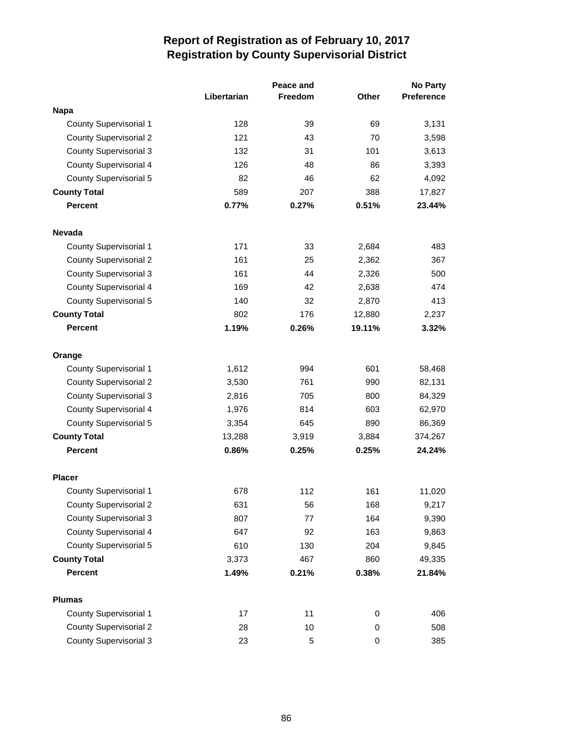# Report of Registration as of February 10, 2017
## Registration by County Supervisorial District

| | Libertarian | Peace and Freedom | Other | No Party Preference |
|---|---|---|---|---|
| **Napa** | | | | |
| County Supervisorial 1 | 128 | 39 | 69 | 3,131 |
| County Supervisorial 2 | 121 | 43 | 70 | 3,598 |
| County Supervisorial 3 | 132 | 31 | 101 | 3,613 |
| County Supervisorial 4 | 126 | 48 | 86 | 3,393 |
| County Supervisorial 5 | 82 | 46 | 62 | 4,092 |
| **County Total** | 589 | 207 | 388 | 17,827 |
| **Percent** | **0.77%** | **0.27%** | **0.51%** | **23.44%** |
| **Nevada** | | | | |
| County Supervisorial 1 | 171 | 33 | 2,684 | 483 |
| County Supervisorial 2 | 161 | 25 | 2,362 | 367 |
| County Supervisorial 3 | 161 | 44 | 2,326 | 500 |
| County Supervisorial 4 | 169 | 42 | 2,638 | 474 |
| County Supervisorial 5 | 140 | 32 | 2,870 | 413 |
| **County Total** | 802 | 176 | 12,880 | 2,237 |
| **Percent** | **1.19%** | **0.26%** | **19.11%** | **3.32%** |
| **Orange** | | | | |
| County Supervisorial 1 | 1,612 | 994 | 601 | 58,468 |
| County Supervisorial 2 | 3,530 | 761 | 990 | 82,131 |
| County Supervisorial 3 | 2,816 | 705 | 800 | 84,329 |
| County Supervisorial 4 | 1,976 | 814 | 603 | 62,970 |
| County Supervisorial 5 | 3,354 | 645 | 890 | 86,369 |
| **County Total** | 13,288 | 3,919 | 3,884 | 374,267 |
| **Percent** | **0.86%** | **0.25%** | **0.25%** | **24.24%** |
| **Placer** | | | | |
| County Supervisorial 1 | 678 | 112 | 161 | 11,020 |
| County Supervisorial 2 | 631 | 56 | 168 | 9,217 |
| County Supervisorial 3 | 807 | 77 | 164 | 9,390 |
| County Supervisorial 4 | 647 | 92 | 163 | 9,863 |
| County Supervisorial 5 | 610 | 130 | 204 | 9,845 |
| **County Total** | 3,373 | 467 | 860 | 49,335 |
| **Percent** | **1.49%** | **0.21%** | **0.38%** | **21.84%** |
| **Plumas** | | | | |
| County Supervisorial 1 | 17 | 11 | 0 | 406 |
| County Supervisorial 2 | 28 | 10 | 0 | 508 |
| County Supervisorial 3 | 23 | 5 | 0 | 385 |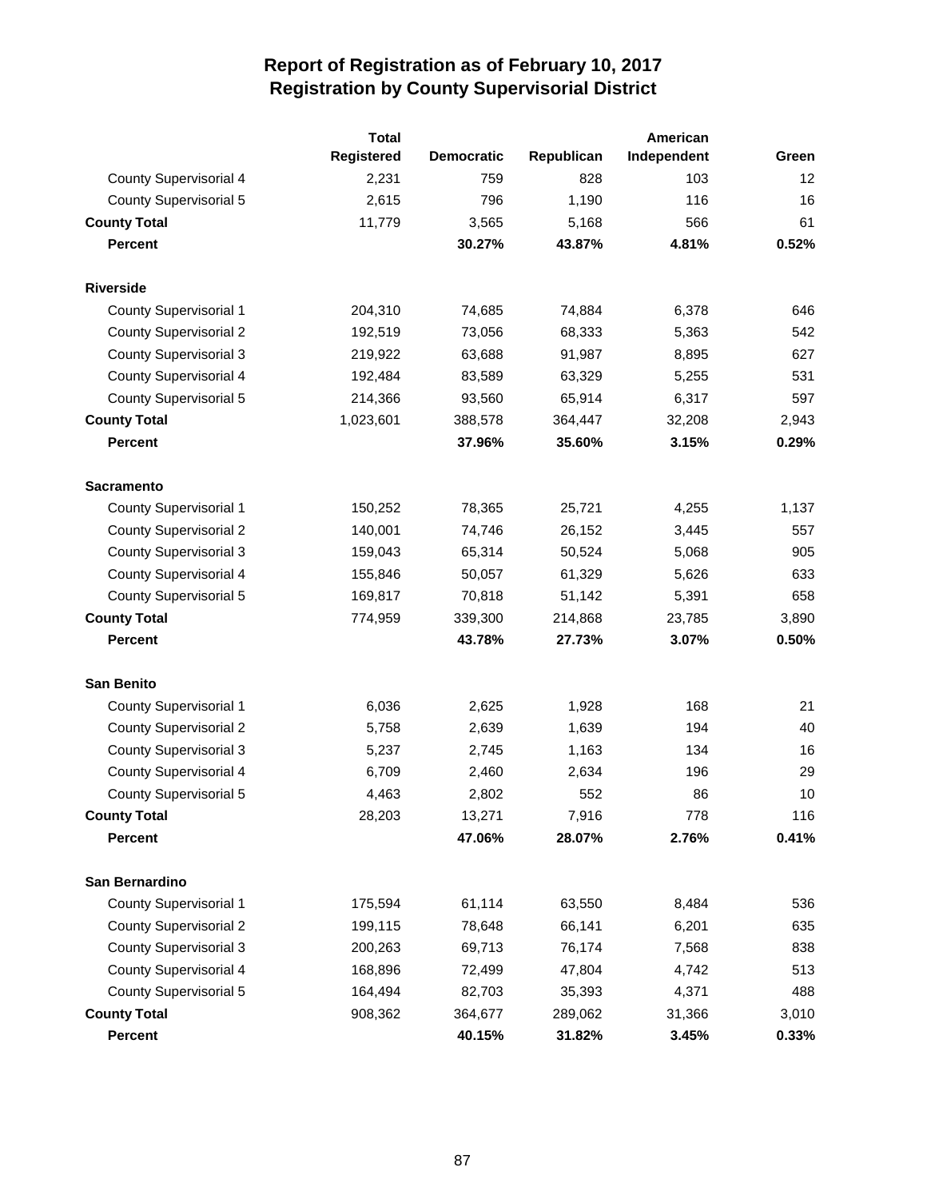# Report of Registration as of February 10, 2017
## Registration by County Supervisorial District

| | Total Registered | Democratic | Republican | American Independent | Green |
|---|---|---|---|---|---|
| County Supervisorial 4 | 2,231 | 759 | 828 | 103 | 12 |
| County Supervisorial 5 | 2,615 | 796 | 1,190 | 116 | 16 |
| **County Total** | 11,779 | 3,565 | 5,168 | 566 | 61 |
| **Percent** | | **30.27%** | **43.87%** | **4.81%** | **0.52%** |
| **Riverside** | | | | | |
| County Supervisorial 1 | 204,310 | 74,685 | 74,884 | 6,378 | 646 |
| County Supervisorial 2 | 192,519 | 73,056 | 68,333 | 5,363 | 542 |
| County Supervisorial 3 | 219,922 | 63,688 | 91,987 | 8,895 | 627 |
| County Supervisorial 4 | 192,484 | 83,589 | 63,329 | 5,255 | 531 |
| County Supervisorial 5 | 214,366 | 93,560 | 65,914 | 6,317 | 597 |
| **County Total** | 1,023,601 | 388,578 | 364,447 | 32,208 | 2,943 |
| **Percent** | | **37.96%** | **35.60%** | **3.15%** | **0.29%** |
| **Sacramento** | | | | | |
| County Supervisorial 1 | 150,252 | 78,365 | 25,721 | 4,255 | 1,137 |
| County Supervisorial 2 | 140,001 | 74,746 | 26,152 | 3,445 | 557 |
| County Supervisorial 3 | 159,043 | 65,314 | 50,524 | 5,068 | 905 |
| County Supervisorial 4 | 155,846 | 50,057 | 61,329 | 5,626 | 633 |
| County Supervisorial 5 | 169,817 | 70,818 | 51,142 | 5,391 | 658 |
| **County Total** | 774,959 | 339,300 | 214,868 | 23,785 | 3,890 |
| **Percent** | | **43.78%** | **27.73%** | **3.07%** | **0.50%** |
| **San Benito** | | | | | |
| County Supervisorial 1 | 6,036 | 2,625 | 1,928 | 168 | 21 |
| County Supervisorial 2 | 5,758 | 2,639 | 1,639 | 194 | 40 |
| County Supervisorial 3 | 5,237 | 2,745 | 1,163 | 134 | 16 |
| County Supervisorial 4 | 6,709 | 2,460 | 2,634 | 196 | 29 |
| County Supervisorial 5 | 4,463 | 2,802 | 552 | 86 | 10 |
| **County Total** | 28,203 | 13,271 | 7,916 | 778 | 116 |
| **Percent** | | **47.06%** | **28.07%** | **2.76%** | **0.41%** |
| **San Bernardino** | | | | | |
| County Supervisorial 1 | 175,594 | 61,114 | 63,550 | 8,484 | 536 |
| County Supervisorial 2 | 199,115 | 78,648 | 66,141 | 6,201 | 635 |
| County Supervisorial 3 | 200,263 | 69,713 | 76,174 | 7,568 | 838 |
| County Supervisorial 4 | 168,896 | 72,499 | 47,804 | 4,742 | 513 |
| County Supervisorial 5 | 164,494 | 82,703 | 35,393 | 4,371 | 488 |
| **County Total** | 908,362 | 364,677 | 289,062 | 31,366 | 3,010 |
| **Percent** | | **40.15%** | **31.82%** | **3.45%** | **0.33%** |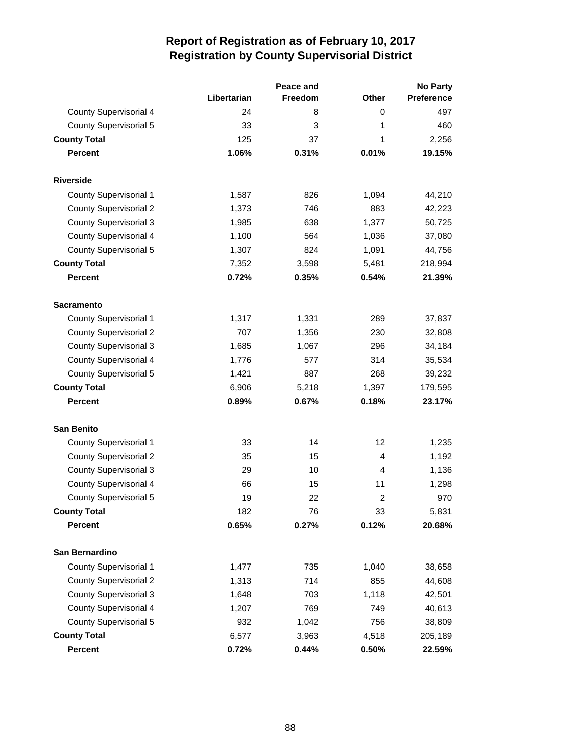# Report of Registration as of February 10, 2017
## Registration by County Supervisorial District

| | Libertarian | Peace and Freedom | Other | No Party Preference |
|---|---|---|---|---|
| County Supervisorial 4 | 24 | 8 | 0 | 497 |
| County Supervisorial 5 | 33 | 3 | 1 | 460 |
| **County Total** | 125 | 37 | 1 | 2,256 |
| **Percent** | **1.06%** | **0.31%** | **0.01%** | **19.15%** |
| **Riverside** | | | | |
| County Supervisorial 1 | 1,587 | 826 | 1,094 | 44,210 |
| County Supervisorial 2 | 1,373 | 746 | 883 | 42,223 |
| County Supervisorial 3 | 1,985 | 638 | 1,377 | 50,725 |
| County Supervisorial 4 | 1,100 | 564 | 1,036 | 37,080 |
| County Supervisorial 5 | 1,307 | 824 | 1,091 | 44,756 |
| **County Total** | 7,352 | 3,598 | 5,481 | 218,994 |
| **Percent** | **0.72%** | **0.35%** | **0.54%** | **21.39%** |
| **Sacramento** | | | | |
| County Supervisorial 1 | 1,317 | 1,331 | 289 | 37,837 |
| County Supervisorial 2 | 707 | 1,356 | 230 | 32,808 |
| County Supervisorial 3 | 1,685 | 1,067 | 296 | 34,184 |
| County Supervisorial 4 | 1,776 | 577 | 314 | 35,534 |
| County Supervisorial 5 | 1,421 | 887 | 268 | 39,232 |
| **County Total** | 6,906 | 5,218 | 1,397 | 179,595 |
| **Percent** | **0.89%** | **0.67%** | **0.18%** | **23.17%** |
| **San Benito** | | | | |
| County Supervisorial 1 | 33 | 14 | 12 | 1,235 |
| County Supervisorial 2 | 35 | 15 | 4 | 1,192 |
| County Supervisorial 3 | 29 | 10 | 4 | 1,136 |
| County Supervisorial 4 | 66 | 15 | 11 | 1,298 |
| County Supervisorial 5 | 19 | 22 | 2 | 970 |
| **County Total** | 182 | 76 | 33 | 5,831 |
| **Percent** | **0.65%** | **0.27%** | **0.12%** | **20.68%** |
| **San Bernardino** | | | | |
| County Supervisorial 1 | 1,477 | 735 | 1,040 | 38,658 |
| County Supervisorial 2 | 1,313 | 714 | 855 | 44,608 |
| County Supervisorial 3 | 1,648 | 703 | 1,118 | 42,501 |
| County Supervisorial 4 | 1,207 | 769 | 749 | 40,613 |
| County Supervisorial 5 | 932 | 1,042 | 756 | 38,809 |
| **County Total** | 6,577 | 3,963 | 4,518 | 205,189 |
| **Percent** | **0.72%** | **0.44%** | **0.50%** | **22.59%** |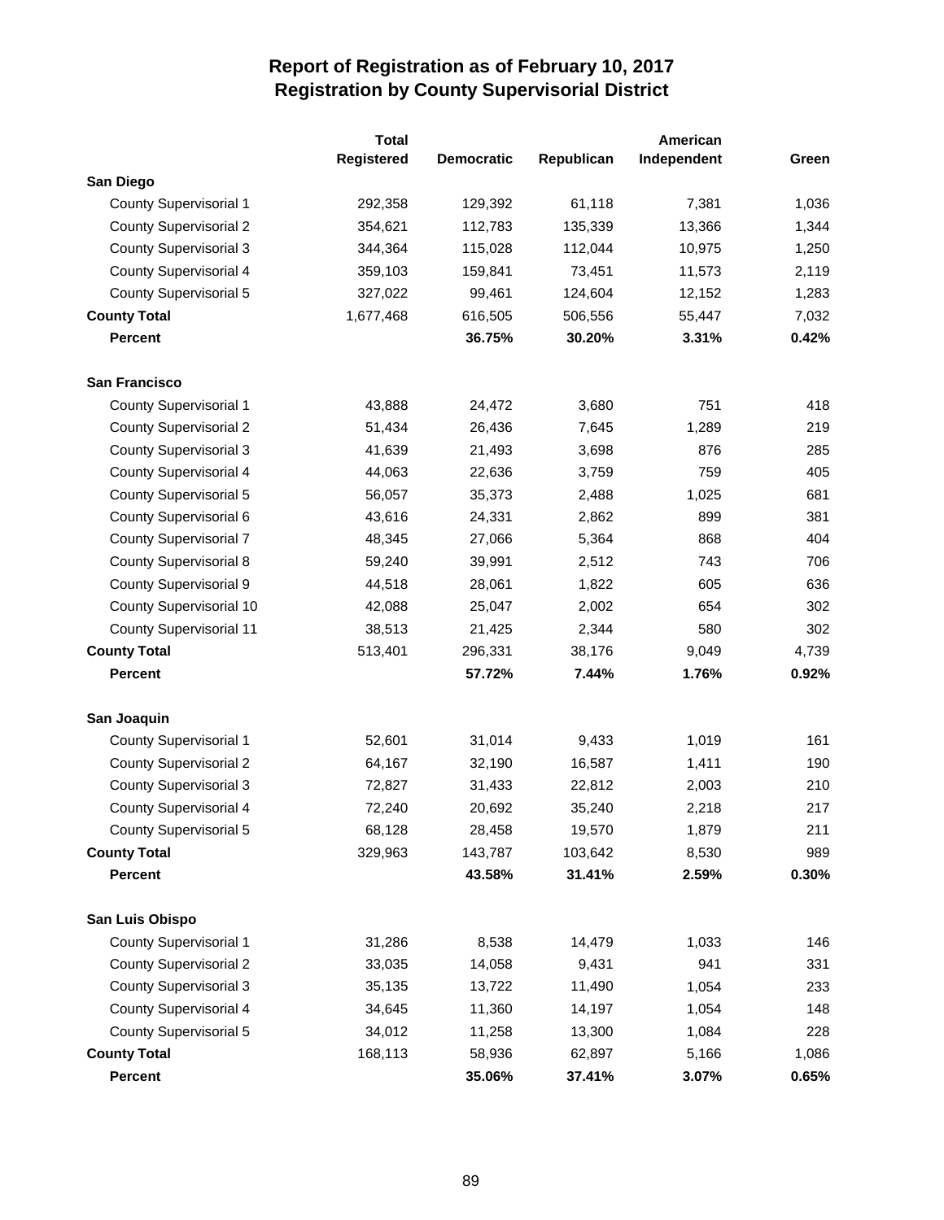# Report of Registration as of February 10, 2017
## Registration by County Supervisorial District

| | Total Registered | Democratic | Republican | American Independent | Green |
|---|---|---|---|---|---|
| **San Diego** | | | | | |
| County Supervisorial 1 | 292,358 | 129,392 | 61,118 | 7,381 | 1,036 |
| County Supervisorial 2 | 354,621 | 112,783 | 135,339 | 13,366 | 1,344 |
| County Supervisorial 3 | 344,364 | 115,028 | 112,044 | 10,975 | 1,250 |
| County Supervisorial 4 | 359,103 | 159,841 | 73,451 | 11,573 | 2,119 |
| County Supervisorial 5 | 327,022 | 99,461 | 124,604 | 12,152 | 1,283 |
| **County Total** | 1,677,468 | 616,505 | 506,556 | 55,447 | 7,032 |
| **Percent** | | **36.75%** | **30.20%** | **3.31%** | **0.42%** |
| **San Francisco** | | | | | |
| County Supervisorial 1 | 43,888 | 24,472 | 3,680 | 751 | 418 |
| County Supervisorial 2 | 51,434 | 26,436 | 7,645 | 1,289 | 219 |
| County Supervisorial 3 | 41,639 | 21,493 | 3,698 | 876 | 285 |
| County Supervisorial 4 | 44,063 | 22,636 | 3,759 | 759 | 405 |
| County Supervisorial 5 | 56,057 | 35,373 | 2,488 | 1,025 | 681 |
| County Supervisorial 6 | 43,616 | 24,331 | 2,862 | 899 | 381 |
| County Supervisorial 7 | 48,345 | 27,066 | 5,364 | 868 | 404 |
| County Supervisorial 8 | 59,240 | 39,991 | 2,512 | 743 | 706 |
| County Supervisorial 9 | 44,518 | 28,061 | 1,822 | 605 | 636 |
| County Supervisorial 10 | 42,088 | 25,047 | 2,002 | 654 | 302 |
| County Supervisorial 11 | 38,513 | 21,425 | 2,344 | 580 | 302 |
| **County Total** | 513,401 | 296,331 | 38,176 | 9,049 | 4,739 |
| **Percent** | | **57.72%** | **7.44%** | **1.76%** | **0.92%** |
| **San Joaquin** | | | | | |
| County Supervisorial 1 | 52,601 | 31,014 | 9,433 | 1,019 | 161 |
| County Supervisorial 2 | 64,167 | 32,190 | 16,587 | 1,411 | 190 |
| County Supervisorial 3 | 72,827 | 31,433 | 22,812 | 2,003 | 210 |
| County Supervisorial 4 | 72,240 | 20,692 | 35,240 | 2,218 | 217 |
| County Supervisorial 5 | 68,128 | 28,458 | 19,570 | 1,879 | 211 |
| **County Total** | 329,963 | 143,787 | 103,642 | 8,530 | 989 |
| **Percent** | | **43.58%** | **31.41%** | **2.59%** | **0.30%** |
| **San Luis Obispo** | | | | | |
| County Supervisorial 1 | 31,286 | 8,538 | 14,479 | 1,033 | 146 |
| County Supervisorial 2 | 33,035 | 14,058 | 9,431 | 941 | 331 |
| County Supervisorial 3 | 35,135 | 13,722 | 11,490 | 1,054 | 233 |
| County Supervisorial 4 | 34,645 | 11,360 | 14,197 | 1,054 | 148 |
| County Supervisorial 5 | 34,012 | 11,258 | 13,300 | 1,084 | 228 |
| **County Total** | 168,113 | 58,936 | 62,897 | 5,166 | 1,086 |
| **Percent** | | **35.06%** | **37.41%** | **3.07%** | **0.65%** |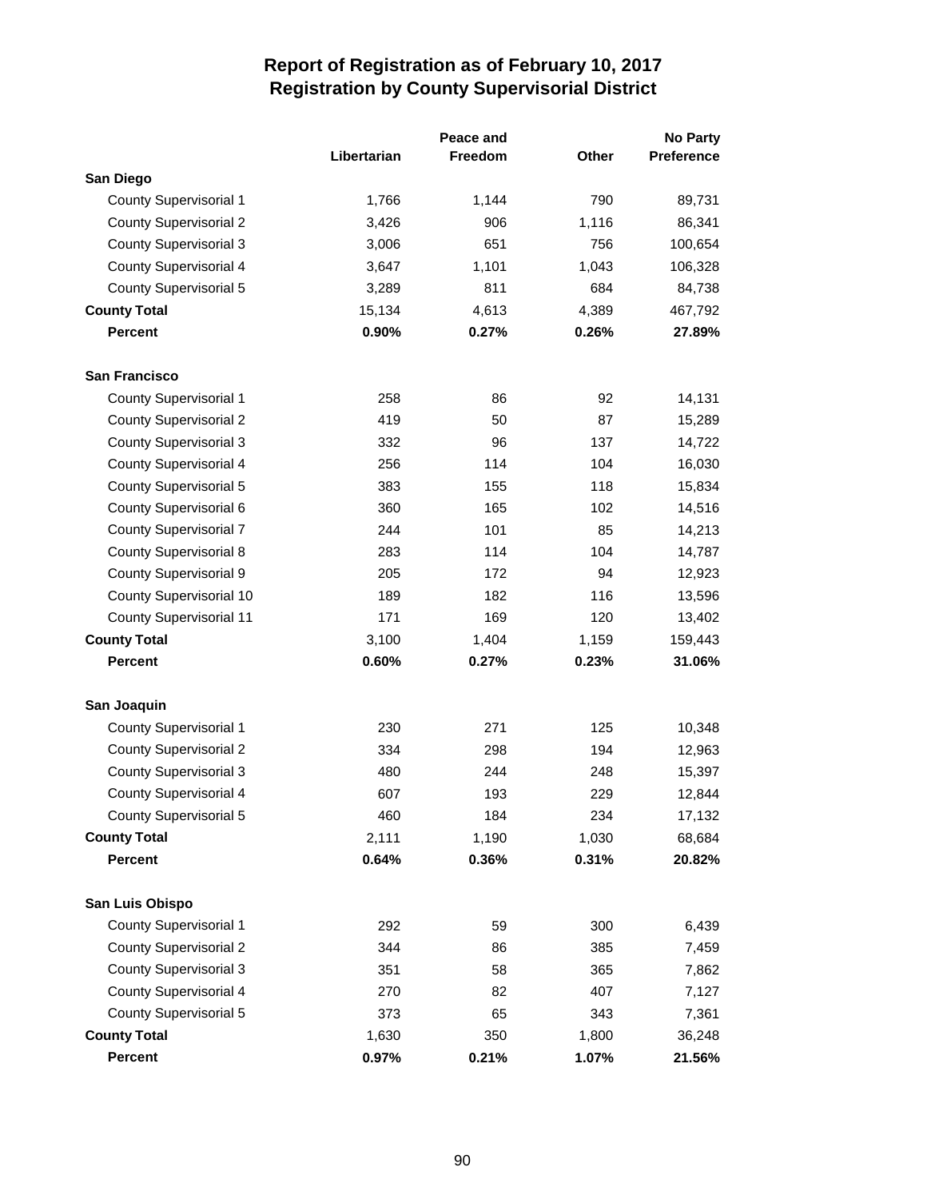# Report of Registration as of February 10, 2017
## Registration by County Supervisorial District

| | Libertarian | Peace and Freedom | Other | No Party Preference |
|---|---|---|---|---|
| **San Diego** | | | | |
| County Supervisorial 1 | 1,766 | 1,144 | 790 | 89,731 |
| County Supervisorial 2 | 3,426 | 906 | 1,116 | 86,341 |
| County Supervisorial 3 | 3,006 | 651 | 756 | 100,654 |
| County Supervisorial 4 | 3,647 | 1,101 | 1,043 | 106,328 |
| County Supervisorial 5 | 3,289 | 811 | 684 | 84,738 |
| **County Total** | 15,134 | 4,613 | 4,389 | 467,792 |
| **Percent** | **0.90%** | **0.27%** | **0.26%** | **27.89%** |
| **San Francisco** | | | | |
| County Supervisorial 1 | 258 | 86 | 92 | 14,131 |
| County Supervisorial 2 | 419 | 50 | 87 | 15,289 |
| County Supervisorial 3 | 332 | 96 | 137 | 14,722 |
| County Supervisorial 4 | 256 | 114 | 104 | 16,030 |
| County Supervisorial 5 | 383 | 155 | 118 | 15,834 |
| County Supervisorial 6 | 360 | 165 | 102 | 14,516 |
| County Supervisorial 7 | 244 | 101 | 85 | 14,213 |
| County Supervisorial 8 | 283 | 114 | 104 | 14,787 |
| County Supervisorial 9 | 205 | 172 | 94 | 12,923 |
| County Supervisorial 10 | 189 | 182 | 116 | 13,596 |
| County Supervisorial 11 | 171 | 169 | 120 | 13,402 |
| **County Total** | 3,100 | 1,404 | 1,159 | 159,443 |
| **Percent** | **0.60%** | **0.27%** | **0.23%** | **31.06%** |
| **San Joaquin** | | | | |
| County Supervisorial 1 | 230 | 271 | 125 | 10,348 |
| County Supervisorial 2 | 334 | 298 | 194 | 12,963 |
| County Supervisorial 3 | 480 | 244 | 248 | 15,397 |
| County Supervisorial 4 | 607 | 193 | 229 | 12,844 |
| County Supervisorial 5 | 460 | 184 | 234 | 17,132 |
| **County Total** | 2,111 | 1,190 | 1,030 | 68,684 |
| **Percent** | **0.64%** | **0.36%** | **0.31%** | **20.82%** |
| **San Luis Obispo** | | | | |
| County Supervisorial 1 | 292 | 59 | 300 | 6,439 |
| County Supervisorial 2 | 344 | 86 | 385 | 7,459 |
| County Supervisorial 3 | 351 | 58 | 365 | 7,862 |
| County Supervisorial 4 | 270 | 82 | 407 | 7,127 |
| County Supervisorial 5 | 373 | 65 | 343 | 7,361 |
| **County Total** | 1,630 | 350 | 1,800 | 36,248 |
| **Percent** | **0.97%** | **0.21%** | **1.07%** | **21.56%** |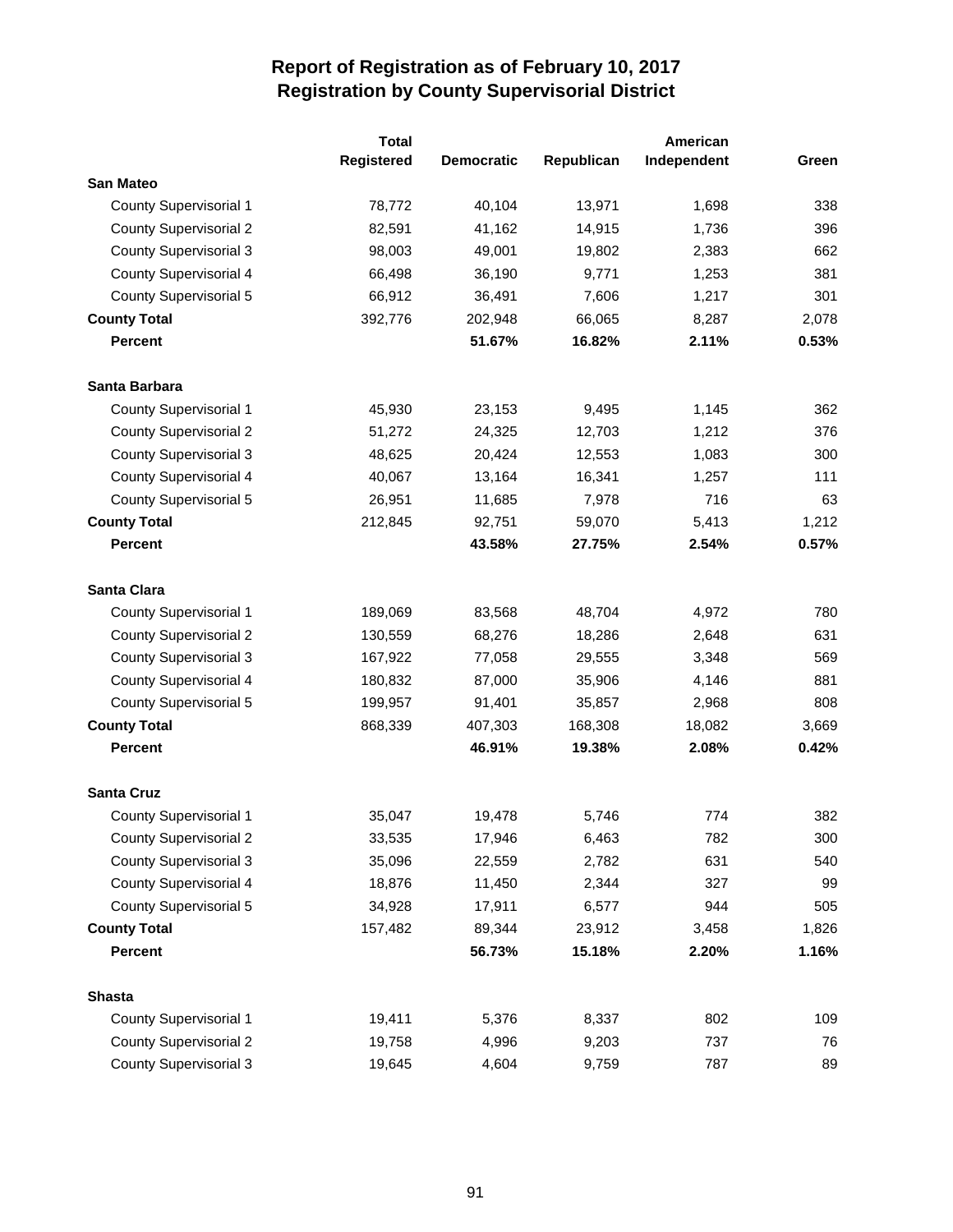# Report of Registration as of February 10, 2017
## Registration by County Supervisorial District

| | Total Registered | Democratic | Republican | American Independent | Green |
|---|---|---|---|---|---|
| **San Mateo** | | | | | |
| County Supervisorial 1 | 78,772 | 40,104 | 13,971 | 1,698 | 338 |
| County Supervisorial 2 | 82,591 | 41,162 | 14,915 | 1,736 | 396 |
| County Supervisorial 3 | 98,003 | 49,001 | 19,802 | 2,383 | 662 |
| County Supervisorial 4 | 66,498 | 36,190 | 9,771 | 1,253 | 381 |
| County Supervisorial 5 | 66,912 | 36,491 | 7,606 | 1,217 | 301 |
| **County Total** | 392,776 | 202,948 | 66,065 | 8,287 | 2,078 |
| **Percent** | | **51.67%** | **16.82%** | **2.11%** | **0.53%** |
| **Santa Barbara** | | | | | |
| County Supervisorial 1 | 45,930 | 23,153 | 9,495 | 1,145 | 362 |
| County Supervisorial 2 | 51,272 | 24,325 | 12,703 | 1,212 | 376 |
| County Supervisorial 3 | 48,625 | 20,424 | 12,553 | 1,083 | 300 |
| County Supervisorial 4 | 40,067 | 13,164 | 16,341 | 1,257 | 111 |
| County Supervisorial 5 | 26,951 | 11,685 | 7,978 | 716 | 63 |
| **County Total** | 212,845 | 92,751 | 59,070 | 5,413 | 1,212 |
| **Percent** | | **43.58%** | **27.75%** | **2.54%** | **0.57%** |
| **Santa Clara** | | | | | |
| County Supervisorial 1 | 189,069 | 83,568 | 48,704 | 4,972 | 780 |
| County Supervisorial 2 | 130,559 | 68,276 | 18,286 | 2,648 | 631 |
| County Supervisorial 3 | 167,922 | 77,058 | 29,555 | 3,348 | 569 |
| County Supervisorial 4 | 180,832 | 87,000 | 35,906 | 4,146 | 881 |
| County Supervisorial 5 | 199,957 | 91,401 | 35,857 | 2,968 | 808 |
| **County Total** | 868,339 | 407,303 | 168,308 | 18,082 | 3,669 |
| **Percent** | | **46.91%** | **19.38%** | **2.08%** | **0.42%** |
| **Santa Cruz** | | | | | |
| County Supervisorial 1 | 35,047 | 19,478 | 5,746 | 774 | 382 |
| County Supervisorial 2 | 33,535 | 17,946 | 6,463 | 782 | 300 |
| County Supervisorial 3 | 35,096 | 22,559 | 2,782 | 631 | 540 |
| County Supervisorial 4 | 18,876 | 11,450 | 2,344 | 327 | 99 |
| County Supervisorial 5 | 34,928 | 17,911 | 6,577 | 944 | 505 |
| **County Total** | 157,482 | 89,344 | 23,912 | 3,458 | 1,826 |
| **Percent** | | **56.73%** | **15.18%** | **2.20%** | **1.16%** |
| **Shasta** | | | | | |
| County Supervisorial 1 | 19,411 | 5,376 | 8,337 | 802 | 109 |
| County Supervisorial 2 | 19,758 | 4,996 | 9,203 | 737 | 76 |
| County Supervisorial 3 | 19,645 | 4,604 | 9,759 | 787 | 89 |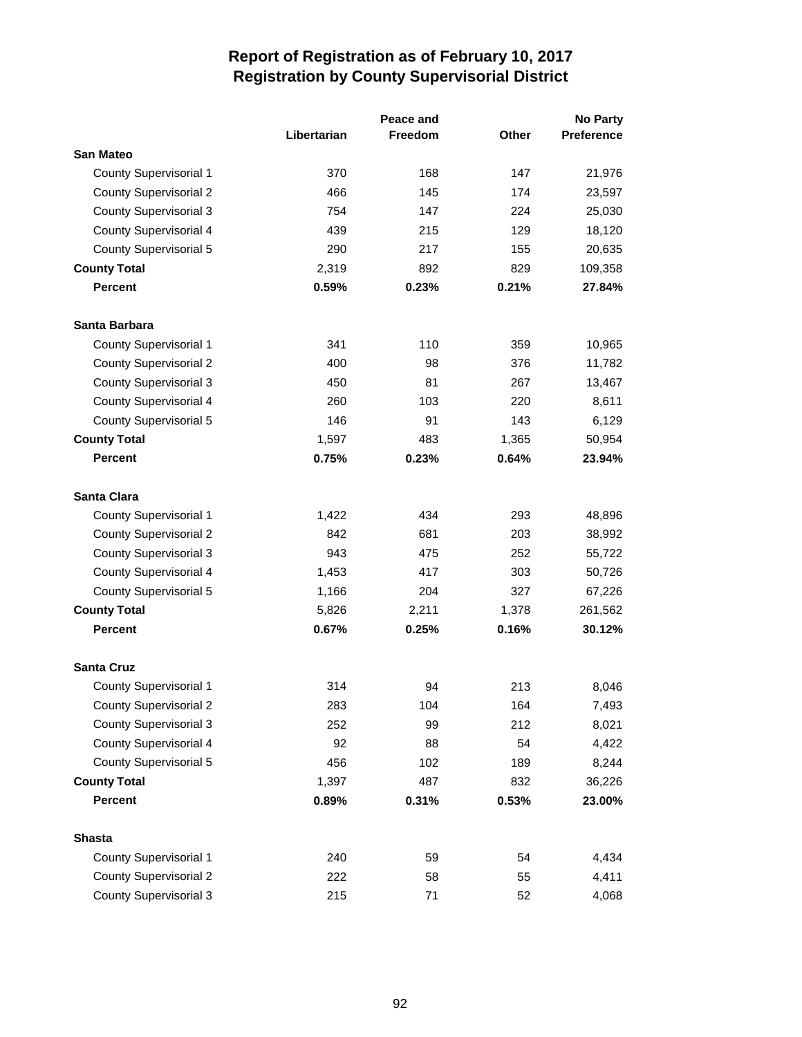# Report of Registration as of February 10, 2017
## Registration by County Supervisorial District

| | Libertarian | Peace and Freedom | Other | No Party Preference |
|---|---|---|---|---|
| **San Mateo** | | | | |
| County Supervisorial 1 | 370 | 168 | 147 | 21,976 |
| County Supervisorial 2 | 466 | 145 | 174 | 23,597 |
| County Supervisorial 3 | 754 | 147 | 224 | 25,030 |
| County Supervisorial 4 | 439 | 215 | 129 | 18,120 |
| County Supervisorial 5 | 290 | 217 | 155 | 20,635 |
| **County Total** | 2,319 | 892 | 829 | 109,358 |
| **Percent** | **0.59%** | **0.23%** | **0.21%** | **27.84%** |
| **Santa Barbara** | | | | |
| County Supervisorial 1 | 341 | 110 | 359 | 10,965 |
| County Supervisorial 2 | 400 | 98 | 376 | 11,782 |
| County Supervisorial 3 | 450 | 81 | 267 | 13,467 |
| County Supervisorial 4 | 260 | 103 | 220 | 8,611 |
| County Supervisorial 5 | 146 | 91 | 143 | 6,129 |
| **County Total** | 1,597 | 483 | 1,365 | 50,954 |
| **Percent** | **0.75%** | **0.23%** | **0.64%** | **23.94%** |
| **Santa Clara** | | | | |
| County Supervisorial 1 | 1,422 | 434 | 293 | 48,896 |
| County Supervisorial 2 | 842 | 681 | 203 | 38,992 |
| County Supervisorial 3 | 943 | 475 | 252 | 55,722 |
| County Supervisorial 4 | 1,453 | 417 | 303 | 50,726 |
| County Supervisorial 5 | 1,166 | 204 | 327 | 67,226 |
| **County Total** | 5,826 | 2,211 | 1,378 | 261,562 |
| **Percent** | **0.67%** | **0.25%** | **0.16%** | **30.12%** |
| **Santa Cruz** | | | | |
| County Supervisorial 1 | 314 | 94 | 213 | 8,046 |
| County Supervisorial 2 | 283 | 104 | 164 | 7,493 |
| County Supervisorial 3 | 252 | 99 | 212 | 8,021 |
| County Supervisorial 4 | 92 | 88 | 54 | 4,422 |
| County Supervisorial 5 | 456 | 102 | 189 | 8,244 |
| **County Total** | 1,397 | 487 | 832 | 36,226 |
| **Percent** | **0.89%** | **0.31%** | **0.53%** | **23.00%** |
| **Shasta** | | | | |
| County Supervisorial 1 | 240 | 59 | 54 | 4,434 |
| County Supervisorial 2 | 222 | 58 | 55 | 4,411 |
| County Supervisorial 3 | 215 | 71 | 52 | 4,068 |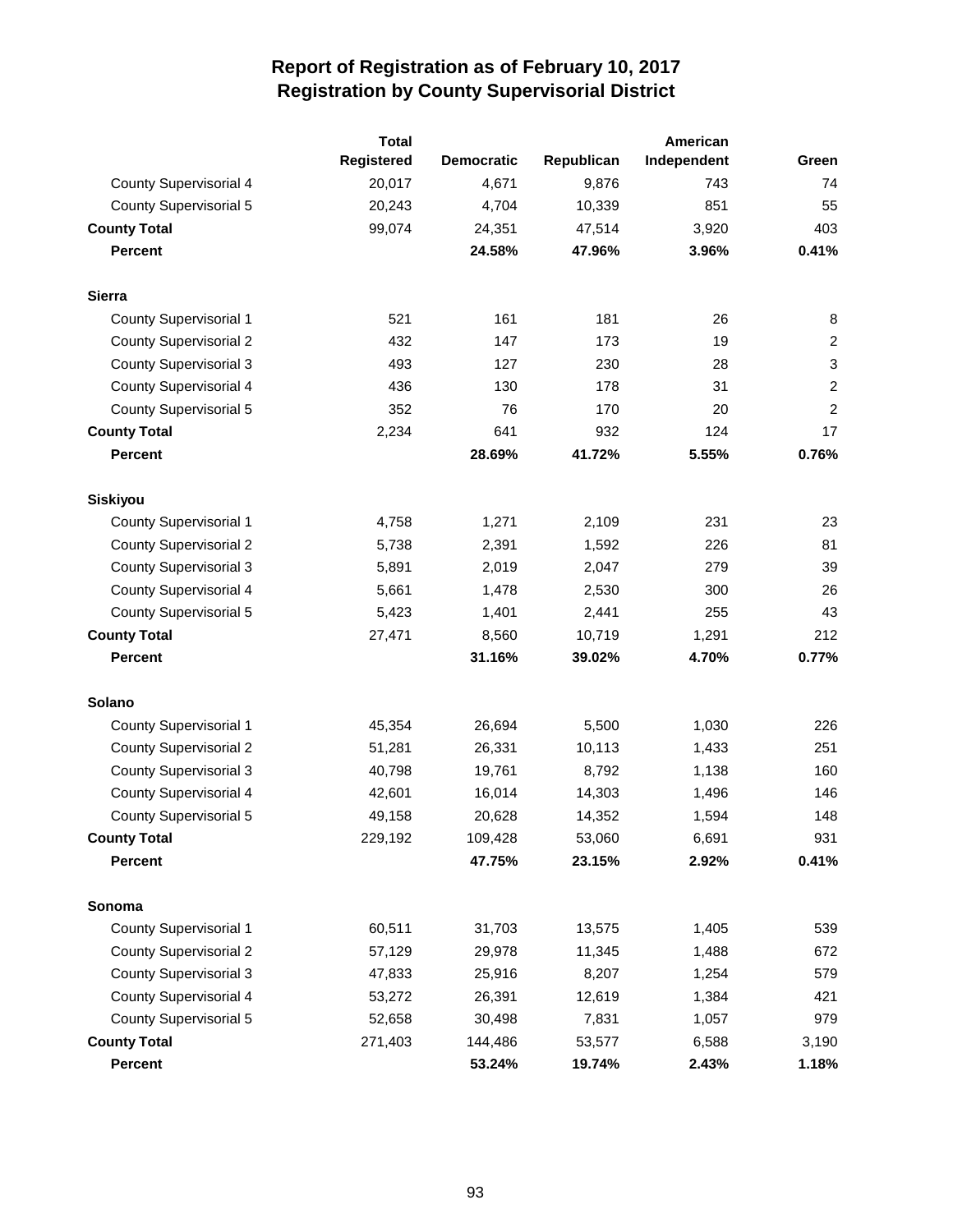# Report of Registration as of February 10, 2017
## Registration by County Supervisorial District

| | Total Registered | Democratic | Republican | American Independent | Green |
|---|---|---|---|---|---|
| County Supervisorial 4 | 20,017 | 4,671 | 9,876 | 743 | 74 |
| County Supervisorial 5 | 20,243 | 4,704 | 10,339 | 851 | 55 |
| **County Total** | 99,074 | 24,351 | 47,514 | 3,920 | 403 |
| **Percent** | | **24.58%** | **47.96%** | **3.96%** | **0.41%** |
| **Sierra** | | | | | |
| County Supervisorial 1 | 521 | 161 | 181 | 26 | 8 |
| County Supervisorial 2 | 432 | 147 | 173 | 19 | 2 |
| County Supervisorial 3 | 493 | 127 | 230 | 28 | 3 |
| County Supervisorial 4 | 436 | 130 | 178 | 31 | 2 |
| County Supervisorial 5 | 352 | 76 | 170 | 20 | 2 |
| **County Total** | 2,234 | 641 | 932 | 124 | 17 |
| **Percent** | | **28.69%** | **41.72%** | **5.55%** | **0.76%** |
| **Siskiyou** | | | | | |
| County Supervisorial 1 | 4,758 | 1,271 | 2,109 | 231 | 23 |
| County Supervisorial 2 | 5,738 | 2,391 | 1,592 | 226 | 81 |
| County Supervisorial 3 | 5,891 | 2,019 | 2,047 | 279 | 39 |
| County Supervisorial 4 | 5,661 | 1,478 | 2,530 | 300 | 26 |
| County Supervisorial 5 | 5,423 | 1,401 | 2,441 | 255 | 43 |
| **County Total** | 27,471 | 8,560 | 10,719 | 1,291 | 212 |
| **Percent** | | **31.16%** | **39.02%** | **4.70%** | **0.77%** |
| **Solano** | | | | | |
| County Supervisorial 1 | 45,354 | 26,694 | 5,500 | 1,030 | 226 |
| County Supervisorial 2 | 51,281 | 26,331 | 10,113 | 1,433 | 251 |
| County Supervisorial 3 | 40,798 | 19,761 | 8,792 | 1,138 | 160 |
| County Supervisorial 4 | 42,601 | 16,014 | 14,303 | 1,496 | 146 |
| County Supervisorial 5 | 49,158 | 20,628 | 14,352 | 1,594 | 148 |
| **County Total** | 229,192 | 109,428 | 53,060 | 6,691 | 931 |
| **Percent** | | **47.75%** | **23.15%** | **2.92%** | **0.41%** |
| **Sonoma** | | | | | |
| County Supervisorial 1 | 60,511 | 31,703 | 13,575 | 1,405 | 539 |
| County Supervisorial 2 | 57,129 | 29,978 | 11,345 | 1,488 | 672 |
| County Supervisorial 3 | 47,833 | 25,916 | 8,207 | 1,254 | 579 |
| County Supervisorial 4 | 53,272 | 26,391 | 12,619 | 1,384 | 421 |
| County Supervisorial 5 | 52,658 | 30,498 | 7,831 | 1,057 | 979 |
| **County Total** | 271,403 | 144,486 | 53,577 | 6,588 | 3,190 |
| **Percent** | | **53.24%** | **19.74%** | **2.43%** | **1.18%** |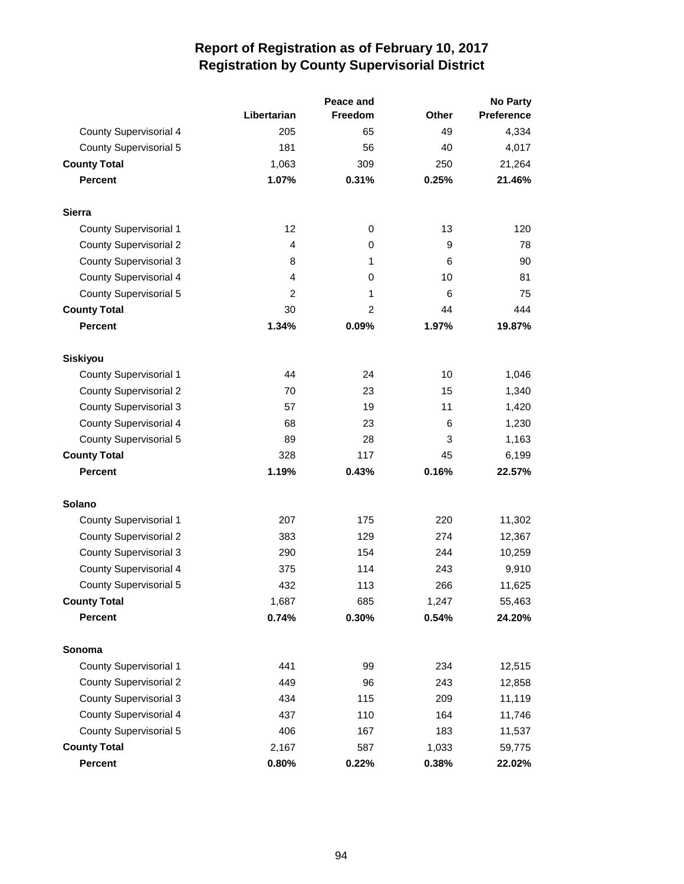# Report of Registration as of February 10, 2017
## Registration by County Supervisorial District

| | Libertarian | Peace and Freedom | Other | No Party Preference |
|---|---|---|---|---|
| County Supervisorial 4 | 205 | 65 | 49 | 4,334 |
| County Supervisorial 5 | 181 | 56 | 40 | 4,017 |
| **County Total** | 1,063 | 309 | 250 | 21,264 |
| **Percent** | **1.07%** | **0.31%** | **0.25%** | **21.46%** |
| **Sierra** | | | | |
| County Supervisorial 1 | 12 | 0 | 13 | 120 |
| County Supervisorial 2 | 4 | 0 | 9 | 78 |
| County Supervisorial 3 | 8 | 1 | 6 | 90 |
| County Supervisorial 4 | 4 | 0 | 10 | 81 |
| County Supervisorial 5 | 2 | 1 | 6 | 75 |
| **County Total** | 30 | 2 | 44 | 444 |
| **Percent** | **1.34%** | **0.09%** | **1.97%** | **19.87%** |
| **Siskiyou** | | | | |
| County Supervisorial 1 | 44 | 24 | 10 | 1,046 |
| County Supervisorial 2 | 70 | 23 | 15 | 1,340 |
| County Supervisorial 3 | 57 | 19 | 11 | 1,420 |
| County Supervisorial 4 | 68 | 23 | 6 | 1,230 |
| County Supervisorial 5 | 89 | 28 | 3 | 1,163 |
| **County Total** | 328 | 117 | 45 | 6,199 |
| **Percent** | **1.19%** | **0.43%** | **0.16%** | **22.57%** |
| **Solano** | | | | |
| County Supervisorial 1 | 207 | 175 | 220 | 11,302 |
| County Supervisorial 2 | 383 | 129 | 274 | 12,367 |
| County Supervisorial 3 | 290 | 154 | 244 | 10,259 |
| County Supervisorial 4 | 375 | 114 | 243 | 9,910 |
| County Supervisorial 5 | 432 | 113 | 266 | 11,625 |
| **County Total** | 1,687 | 685 | 1,247 | 55,463 |
| **Percent** | **0.74%** | **0.30%** | **0.54%** | **24.20%** |
| **Sonoma** | | | | |
| County Supervisorial 1 | 441 | 99 | 234 | 12,515 |
| County Supervisorial 2 | 449 | 96 | 243 | 12,858 |
| County Supervisorial 3 | 434 | 115 | 209 | 11,119 |
| County Supervisorial 4 | 437 | 110 | 164 | 11,746 |
| County Supervisorial 5 | 406 | 167 | 183 | 11,537 |
| **County Total** | 2,167 | 587 | 1,033 | 59,775 |
| **Percent** | **0.80%** | **0.22%** | **0.38%** | **22.02%** |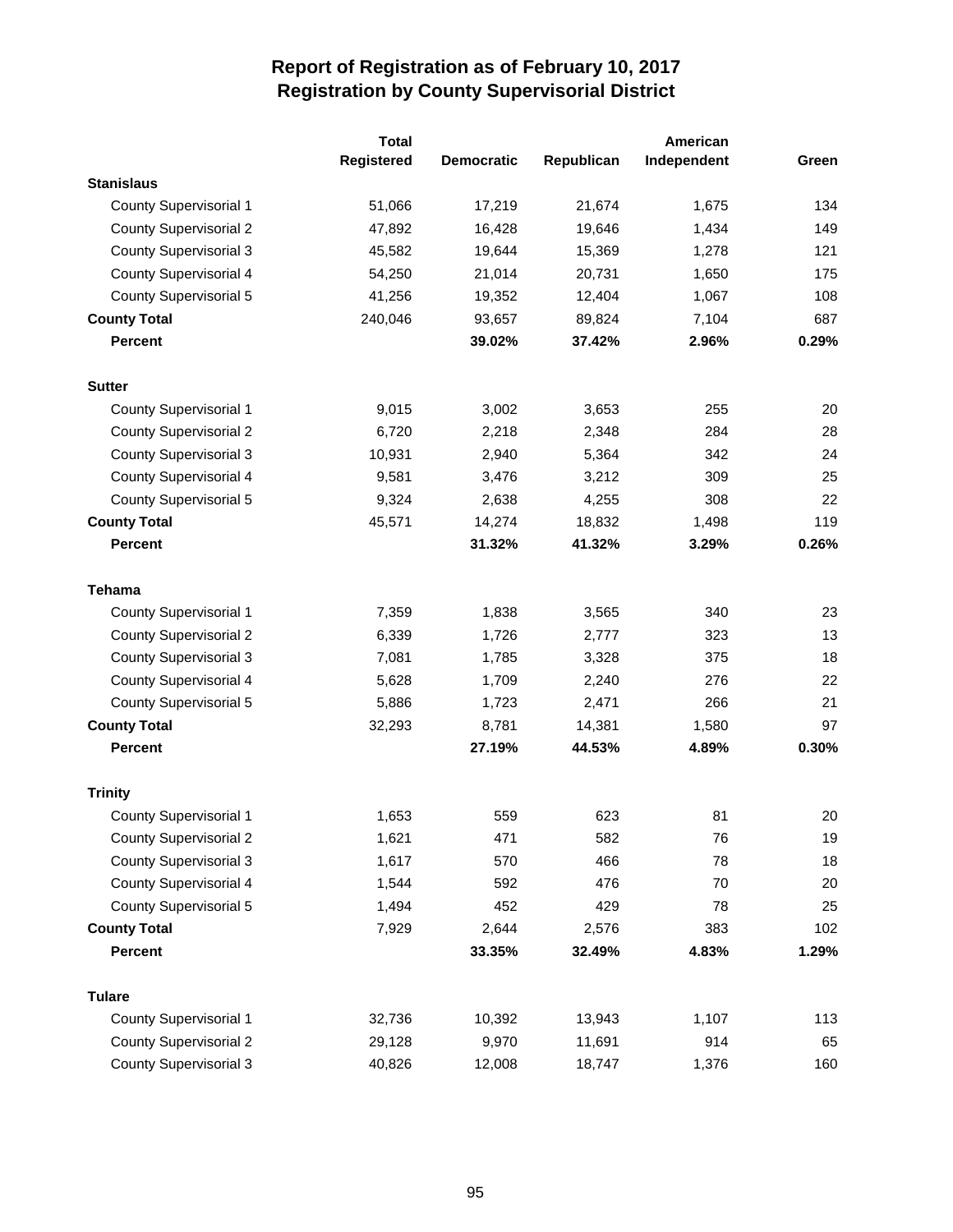# Report of Registration as of February 10, 2017
## Registration by County Supervisorial District

| | Total Registered | Democratic | Republican | American Independent | Green |
|---|---|---|---|---|---|
| **Stanislaus** | | | | | |
| County Supervisorial 1 | 51,066 | 17,219 | 21,674 | 1,675 | 134 |
| County Supervisorial 2 | 47,892 | 16,428 | 19,646 | 1,434 | 149 |
| County Supervisorial 3 | 45,582 | 19,644 | 15,369 | 1,278 | 121 |
| County Supervisorial 4 | 54,250 | 21,014 | 20,731 | 1,650 | 175 |
| County Supervisorial 5 | 41,256 | 19,352 | 12,404 | 1,067 | 108 |
| **County Total** | 240,046 | 93,657 | 89,824 | 7,104 | 687 |
| **Percent** | | **39.02%** | **37.42%** | **2.96%** | **0.29%** |
| **Sutter** | | | | | |
| County Supervisorial 1 | 9,015 | 3,002 | 3,653 | 255 | 20 |
| County Supervisorial 2 | 6,720 | 2,218 | 2,348 | 284 | 28 |
| County Supervisorial 3 | 10,931 | 2,940 | 5,364 | 342 | 24 |
| County Supervisorial 4 | 9,581 | 3,476 | 3,212 | 309 | 25 |
| County Supervisorial 5 | 9,324 | 2,638 | 4,255 | 308 | 22 |
| **County Total** | 45,571 | 14,274 | 18,832 | 1,498 | 119 |
| **Percent** | | **31.32%** | **41.32%** | **3.29%** | **0.26%** |
| **Tehama** | | | | | |
| County Supervisorial 1 | 7,359 | 1,838 | 3,565 | 340 | 23 |
| County Supervisorial 2 | 6,339 | 1,726 | 2,777 | 323 | 13 |
| County Supervisorial 3 | 7,081 | 1,785 | 3,328 | 375 | 18 |
| County Supervisorial 4 | 5,628 | 1,709 | 2,240 | 276 | 22 |
| County Supervisorial 5 | 5,886 | 1,723 | 2,471 | 266 | 21 |
| **County Total** | 32,293 | 8,781 | 14,381 | 1,580 | 97 |
| **Percent** | | **27.19%** | **44.53%** | **4.89%** | **0.30%** |
| **Trinity** | | | | | |
| County Supervisorial 1 | 1,653 | 559 | 623 | 81 | 20 |
| County Supervisorial 2 | 1,621 | 471 | 582 | 76 | 19 |
| County Supervisorial 3 | 1,617 | 570 | 466 | 78 | 18 |
| County Supervisorial 4 | 1,544 | 592 | 476 | 70 | 20 |
| County Supervisorial 5 | 1,494 | 452 | 429 | 78 | 25 |
| **County Total** | 7,929 | 2,644 | 2,576 | 383 | 102 |
| **Percent** | | **33.35%** | **32.49%** | **4.83%** | **1.29%** |
| **Tulare** | | | | | |
| County Supervisorial 1 | 32,736 | 10,392 | 13,943 | 1,107 | 113 |
| County Supervisorial 2 | 29,128 | 9,970 | 11,691 | 914 | 65 |
| County Supervisorial 3 | 40,826 | 12,008 | 18,747 | 1,376 | 160 |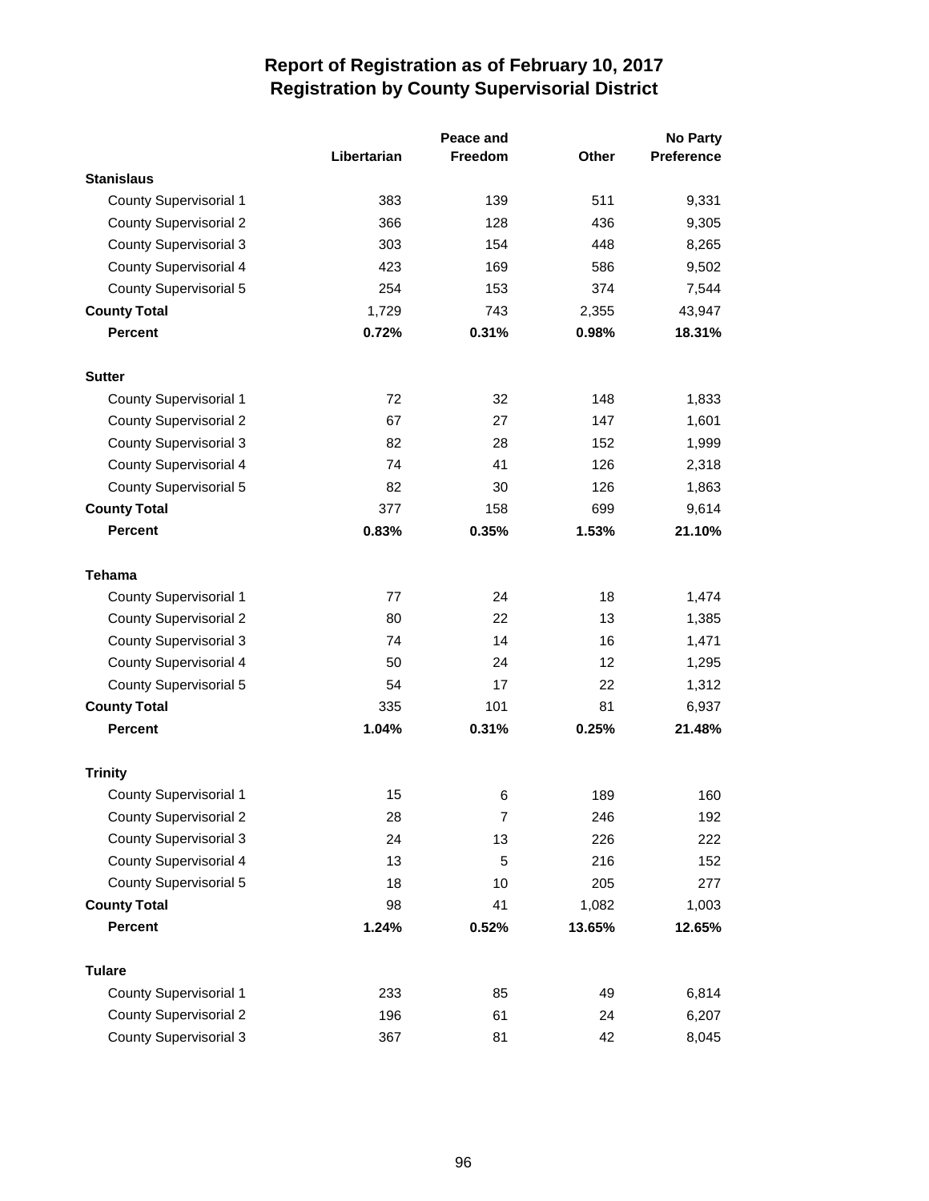# Report of Registration as of February 10, 2017
## Registration by County Supervisorial District

| | Libertarian | Peace and Freedom | Other | No Party Preference |
|---|---|---|---|---|
| **Stanislaus** | | | | |
| County Supervisorial 1 | 383 | 139 | 511 | 9,331 |
| County Supervisorial 2 | 366 | 128 | 436 | 9,305 |
| County Supervisorial 3 | 303 | 154 | 448 | 8,265 |
| County Supervisorial 4 | 423 | 169 | 586 | 9,502 |
| County Supervisorial 5 | 254 | 153 | 374 | 7,544 |
| **County Total** | 1,729 | 743 | 2,355 | 43,947 |
| **Percent** | **0.72%** | **0.31%** | **0.98%** | **18.31%** |
| **Sutter** | | | | |
| County Supervisorial 1 | 72 | 32 | 148 | 1,833 |
| County Supervisorial 2 | 67 | 27 | 147 | 1,601 |
| County Supervisorial 3 | 82 | 28 | 152 | 1,999 |
| County Supervisorial 4 | 74 | 41 | 126 | 2,318 |
| County Supervisorial 5 | 82 | 30 | 126 | 1,863 |
| **County Total** | 377 | 158 | 699 | 9,614 |
| **Percent** | **0.83%** | **0.35%** | **1.53%** | **21.10%** |
| **Tehama** | | | | |
| County Supervisorial 1 | 77 | 24 | 18 | 1,474 |
| County Supervisorial 2 | 80 | 22 | 13 | 1,385 |
| County Supervisorial 3 | 74 | 14 | 16 | 1,471 |
| County Supervisorial 4 | 50 | 24 | 12 | 1,295 |
| County Supervisorial 5 | 54 | 17 | 22 | 1,312 |
| **County Total** | 335 | 101 | 81 | 6,937 |
| **Percent** | **1.04%** | **0.31%** | **0.25%** | **21.48%** |
| **Trinity** | | | | |
| County Supervisorial 1 | 15 | 6 | 189 | 160 |
| County Supervisorial 2 | 28 | 7 | 246 | 192 |
| County Supervisorial 3 | 24 | 13 | 226 | 222 |
| County Supervisorial 4 | 13 | 5 | 216 | 152 |
| County Supervisorial 5 | 18 | 10 | 205 | 277 |
| **County Total** | 98 | 41 | 1,082 | 1,003 |
| **Percent** | **1.24%** | **0.52%** | **13.65%** | **12.65%** |
| **Tulare** | | | | |
| County Supervisorial 1 | 233 | 85 | 49 | 6,814 |
| County Supervisorial 2 | 196 | 61 | 24 | 6,207 |
| County Supervisorial 3 | 367 | 81 | 42 | 8,045 |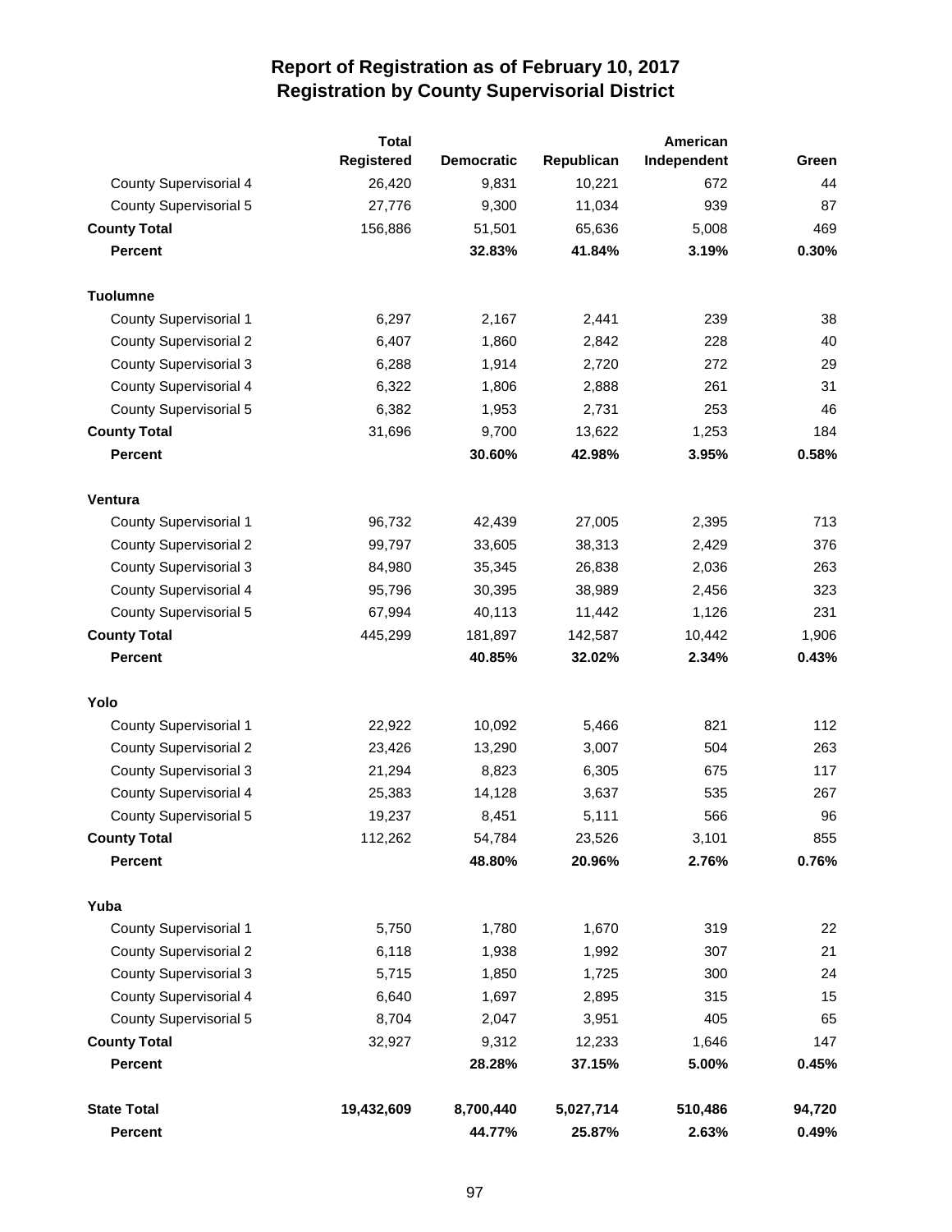# Report of Registration as of February 10, 2017
## Registration by County Supervisorial District

| | Total Registered | Democratic | Republican | American Independent | Green |
|---|---|---|---|---|---|
| County Supervisorial 4 | 26,420 | 9,831 | 10,221 | 672 | 44 |
| County Supervisorial 5 | 27,776 | 9,300 | 11,034 | 939 | 87 |
| **County Total** | 156,886 | 51,501 | 65,636 | 5,008 | 469 |
| **Percent** | | **32.83%** | **41.84%** | **3.19%** | **0.30%** |
| **Tuolumne** | | | | | |
| County Supervisorial 1 | 6,297 | 2,167 | 2,441 | 239 | 38 |
| County Supervisorial 2 | 6,407 | 1,860 | 2,842 | 228 | 40 |
| County Supervisorial 3 | 6,288 | 1,914 | 2,720 | 272 | 29 |
| County Supervisorial 4 | 6,322 | 1,806 | 2,888 | 261 | 31 |
| County Supervisorial 5 | 6,382 | 1,953 | 2,731 | 253 | 46 |
| **County Total** | 31,696 | 9,700 | 13,622 | 1,253 | 184 |
| **Percent** | | **30.60%** | **42.98%** | **3.95%** | **0.58%** |
| **Ventura** | | | | | |
| County Supervisorial 1 | 96,732 | 42,439 | 27,005 | 2,395 | 713 |
| County Supervisorial 2 | 99,797 | 33,605 | 38,313 | 2,429 | 376 |
| County Supervisorial 3 | 84,980 | 35,345 | 26,838 | 2,036 | 263 |
| County Supervisorial 4 | 95,796 | 30,395 | 38,989 | 2,456 | 323 |
| County Supervisorial 5 | 67,994 | 40,113 | 11,442 | 1,126 | 231 |
| **County Total** | 445,299 | 181,897 | 142,587 | 10,442 | 1,906 |
| **Percent** | | **40.85%** | **32.02%** | **2.34%** | **0.43%** |
| **Yolo** | | | | | |
| County Supervisorial 1 | 22,922 | 10,092 | 5,466 | 821 | 112 |
| County Supervisorial 2 | 23,426 | 13,290 | 3,007 | 504 | 263 |
| County Supervisorial 3 | 21,294 | 8,823 | 6,305 | 675 | 117 |
| County Supervisorial 4 | 25,383 | 14,128 | 3,637 | 535 | 267 |
| County Supervisorial 5 | 19,237 | 8,451 | 5,111 | 566 | 96 |
| **County Total** | 112,262 | 54,784 | 23,526 | 3,101 | 855 |
| **Percent** | | **48.80%** | **20.96%** | **2.76%** | **0.76%** |
| **Yuba** | | | | | |
| County Supervisorial 1 | 5,750 | 1,780 | 1,670 | 319 | 22 |
| County Supervisorial 2 | 6,118 | 1,938 | 1,992 | 307 | 21 |
| County Supervisorial 3 | 5,715 | 1,850 | 1,725 | 300 | 24 |
| County Supervisorial 4 | 6,640 | 1,697 | 2,895 | 315 | 15 |
| County Supervisorial 5 | 8,704 | 2,047 | 3,951 | 405 | 65 |
| **County Total** | 32,927 | 9,312 | 12,233 | 1,646 | 147 |
| **Percent** | | **28.28%** | **37.15%** | **5.00%** | **0.45%** |
| **State Total** | **19,432,609** | **8,700,440** | **5,027,714** | **510,486** | **94,720** |
| **Percent** | | **44.77%** | **25.87%** | **2.63%** | **0.49%** |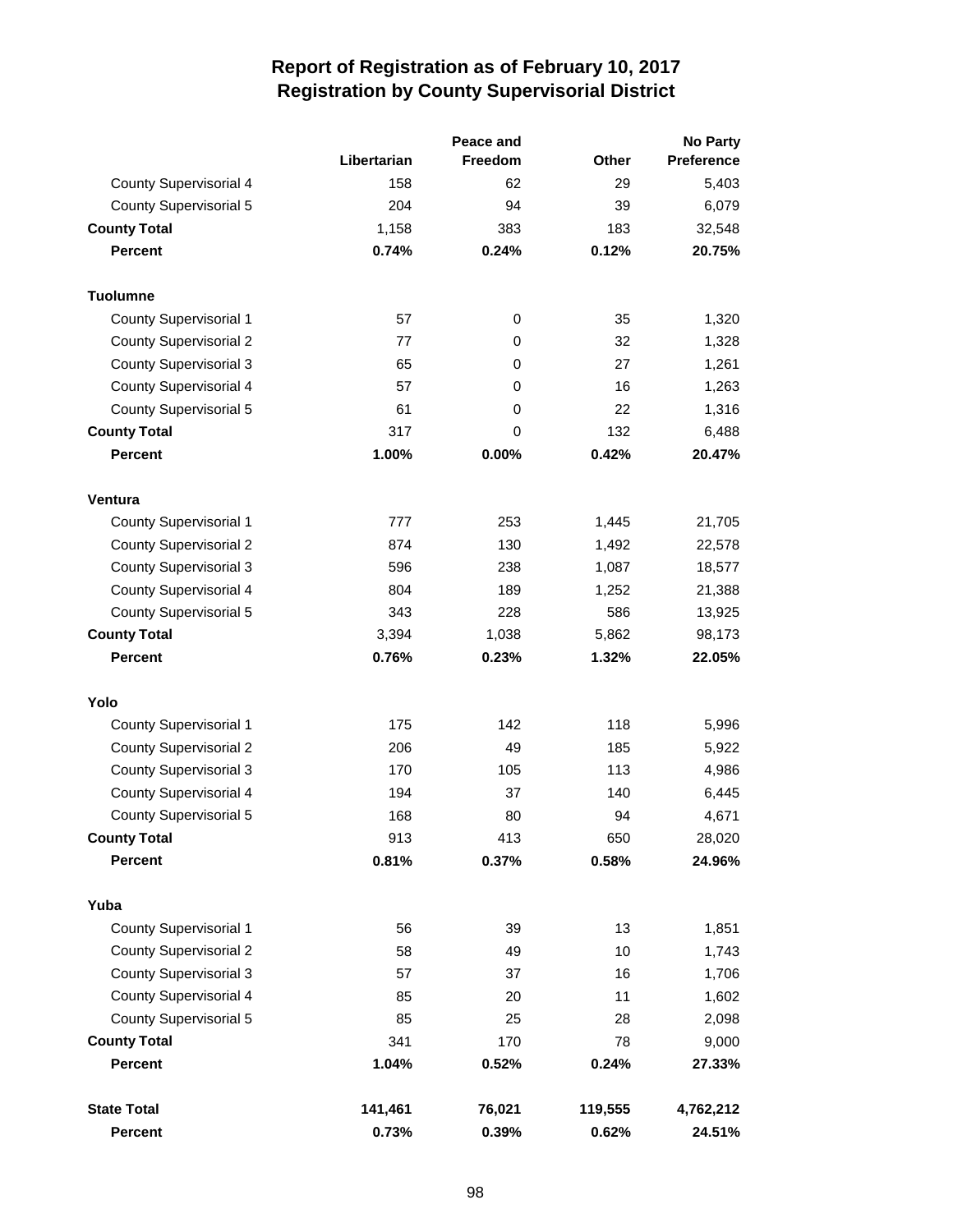# Report of Registration as of February 10, 2017
## Registration by County Supervisorial District

| | Libertarian | Peace and Freedom | Other | No Party Preference |
|---|---|---|---|---|
| County Supervisorial 4 | 158 | 62 | 29 | 5,403 |
| County Supervisorial 5 | 204 | 94 | 39 | 6,079 |
| **County Total** | 1,158 | 383 | 183 | 32,548 |
| **Percent** | **0.74%** | **0.24%** | **0.12%** | **20.75%** |
| **Tuolumne** | | | | |
| County Supervisorial 1 | 57 | 0 | 35 | 1,320 |
| County Supervisorial 2 | 77 | 0 | 32 | 1,328 |
| County Supervisorial 3 | 65 | 0 | 27 | 1,261 |
| County Supervisorial 4 | 57 | 0 | 16 | 1,263 |
| County Supervisorial 5 | 61 | 0 | 22 | 1,316 |
| **County Total** | 317 | 0 | 132 | 6,488 |
| **Percent** | **1.00%** | **0.00%** | **0.42%** | **20.47%** |
| **Ventura** | | | | |
| County Supervisorial 1 | 777 | 253 | 1,445 | 21,705 |
| County Supervisorial 2 | 874 | 130 | 1,492 | 22,578 |
| County Supervisorial 3 | 596 | 238 | 1,087 | 18,577 |
| County Supervisorial 4 | 804 | 189 | 1,252 | 21,388 |
| County Supervisorial 5 | 343 | 228 | 586 | 13,925 |
| **County Total** | 3,394 | 1,038 | 5,862 | 98,173 |
| **Percent** | **0.76%** | **0.23%** | **1.32%** | **22.05%** |
| **Yolo** | | | | |
| County Supervisorial 1 | 175 | 142 | 118 | 5,996 |
| County Supervisorial 2 | 206 | 49 | 185 | 5,922 |
| County Supervisorial 3 | 170 | 105 | 113 | 4,986 |
| County Supervisorial 4 | 194 | 37 | 140 | 6,445 |
| County Supervisorial 5 | 168 | 80 | 94 | 4,671 |
| **County Total** | 913 | 413 | 650 | 28,020 |
| **Percent** | **0.81%** | **0.37%** | **0.58%** | **24.96%** |
| **Yuba** | | | | |
| County Supervisorial 1 | 56 | 39 | 13 | 1,851 |
| County Supervisorial 2 | 58 | 49 | 10 | 1,743 |
| County Supervisorial 3 | 57 | 37 | 16 | 1,706 |
| County Supervisorial 4 | 85 | 20 | 11 | 1,602 |
| County Supervisorial 5 | 85 | 25 | 28 | 2,098 |
| **County Total** | 341 | 170 | 78 | 9,000 |
| **Percent** | **1.04%** | **0.52%** | **0.24%** | **27.33%** |
| **State Total** | **141,461** | **76,021** | **119,555** | **4,762,212** |
| **Percent** | **0.73%** | **0.39%** | **0.62%** | **24.51%** |